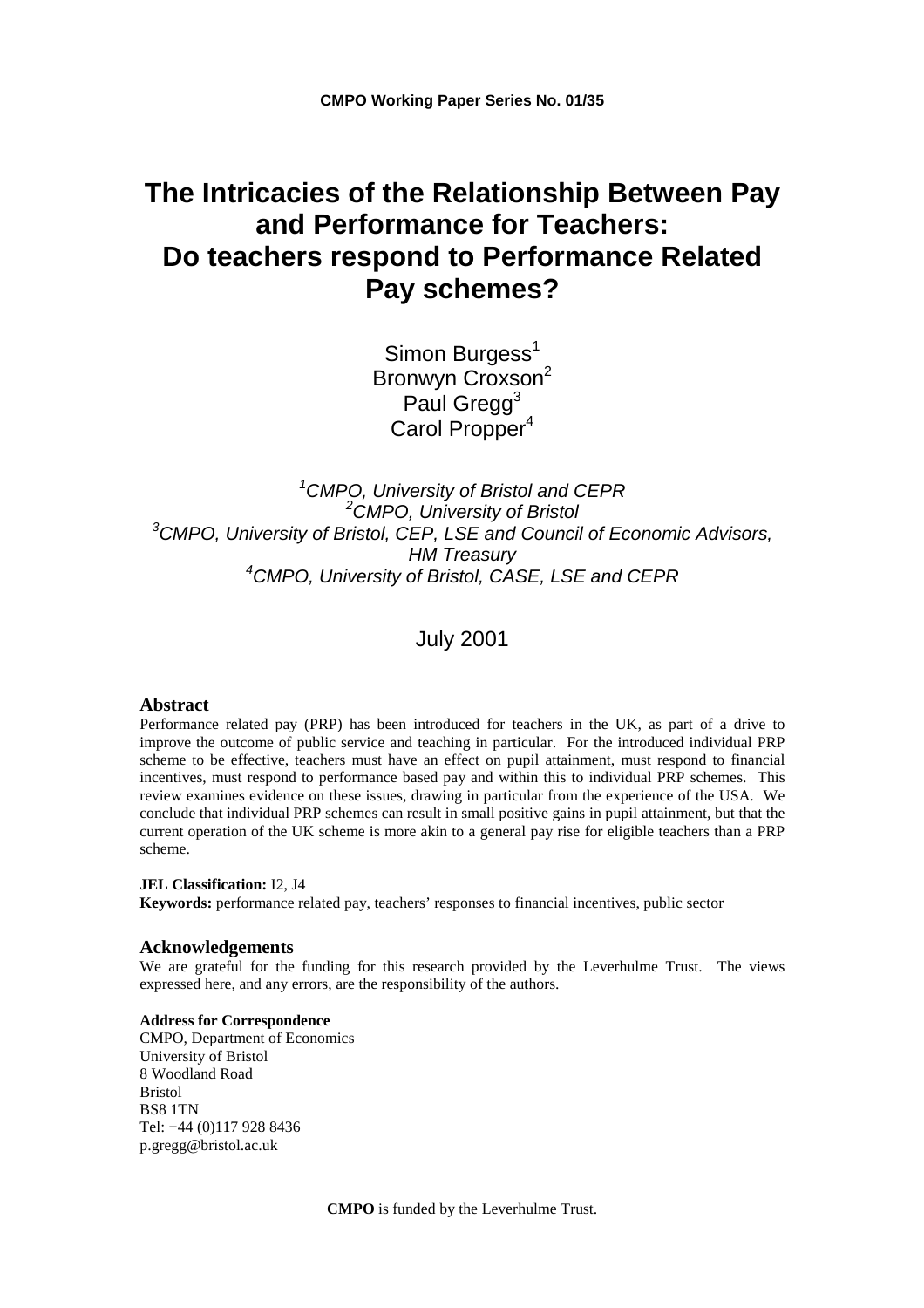CMPO Working Paper Series No. 01/35

# The Intricacies of the Relationship Between Pay and Performance for Teachers: Do teachers respond to Performance Related Pay schemes?

Simon Burgess[1]
Bronwyn Croxson[2]
Paul Gregg[3]
Carol Propper[4]

*[1]CMPO, University of Bristol and CEPR*
*[2]CMPO, University of Bristol*
*[3]CMPO, University of Bristol, CEP, LSE and Council of Economic Advisors, HM Treasury*
*[4]CMPO, University of Bristol, CASE, LSE and CEPR*

July 2001

## Abstract

Performance related pay (PRP) has been introduced for teachers in the UK, as part of a drive to improve the outcome of public service and teaching in particular. For the introduced individual PRP scheme to be effective, teachers must have an effect on pupil attainment, must respond to financial incentives, must respond to performance based pay and within this to individual PRP schemes. This review examines evidence on these issues, drawing in particular from the experience of the USA. We conclude that individual PRP schemes can result in small positive gains in pupil attainment, but that the current operation of the UK scheme is more akin to a general pay rise for eligible teachers than a PRP scheme.

**JEL Classification:** I2, J4
**Keywords:** performance related pay, teachers' responses to financial incentives, public sector

## Acknowledgements

We are grateful for the funding for this research provided by the Leverhulme Trust. The views expressed here, and any errors, are the responsibility of the authors.

**Address for Correspondence**
CMPO, Department of Economics
University of Bristol
8 Woodland Road
Bristol
BS8 1TN
Tel: +44 (0)117 928 8436
p.gregg@bristol.ac.uk

**CMPO** is funded by the Leverhulme Trust.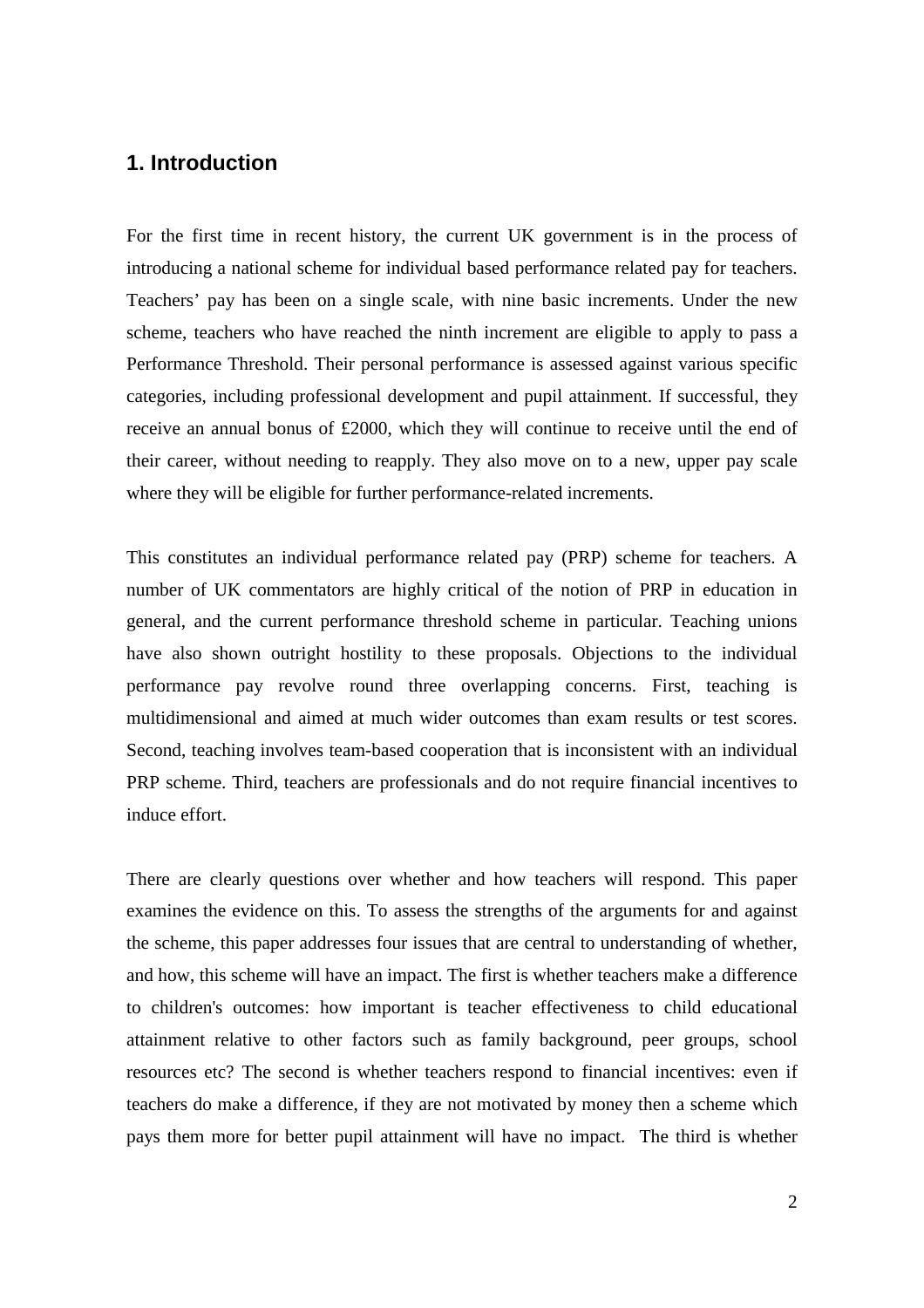## 1. Introduction

For the first time in recent history, the current UK government is in the process of introducing a national scheme for individual based performance related pay for teachers. Teachers' pay has been on a single scale, with nine basic increments. Under the new scheme, teachers who have reached the ninth increment are eligible to apply to pass a Performance Threshold. Their personal performance is assessed against various specific categories, including professional development and pupil attainment. If successful, they receive an annual bonus of £2000, which they will continue to receive until the end of their career, without needing to reapply. They also move on to a new, upper pay scale where they will be eligible for further performance-related increments.

This constitutes an individual performance related pay (PRP) scheme for teachers. A number of UK commentators are highly critical of the notion of PRP in education in general, and the current performance threshold scheme in particular. Teaching unions have also shown outright hostility to these proposals. Objections to the individual performance pay revolve round three overlapping concerns. First, teaching is multidimensional and aimed at much wider outcomes than exam results or test scores. Second, teaching involves team-based cooperation that is inconsistent with an individual PRP scheme. Third, teachers are professionals and do not require financial incentives to induce effort.

There are clearly questions over whether and how teachers will respond. This paper examines the evidence on this. To assess the strengths of the arguments for and against the scheme, this paper addresses four issues that are central to understanding of whether, and how, this scheme will have an impact. The first is whether teachers make a difference to children's outcomes: how important is teacher effectiveness to child educational attainment relative to other factors such as family background, peer groups, school resources etc? The second is whether teachers respond to financial incentives: even if teachers do make a difference, if they are not motivated by money then a scheme which pays them more for better pupil attainment will have no impact. The third is whether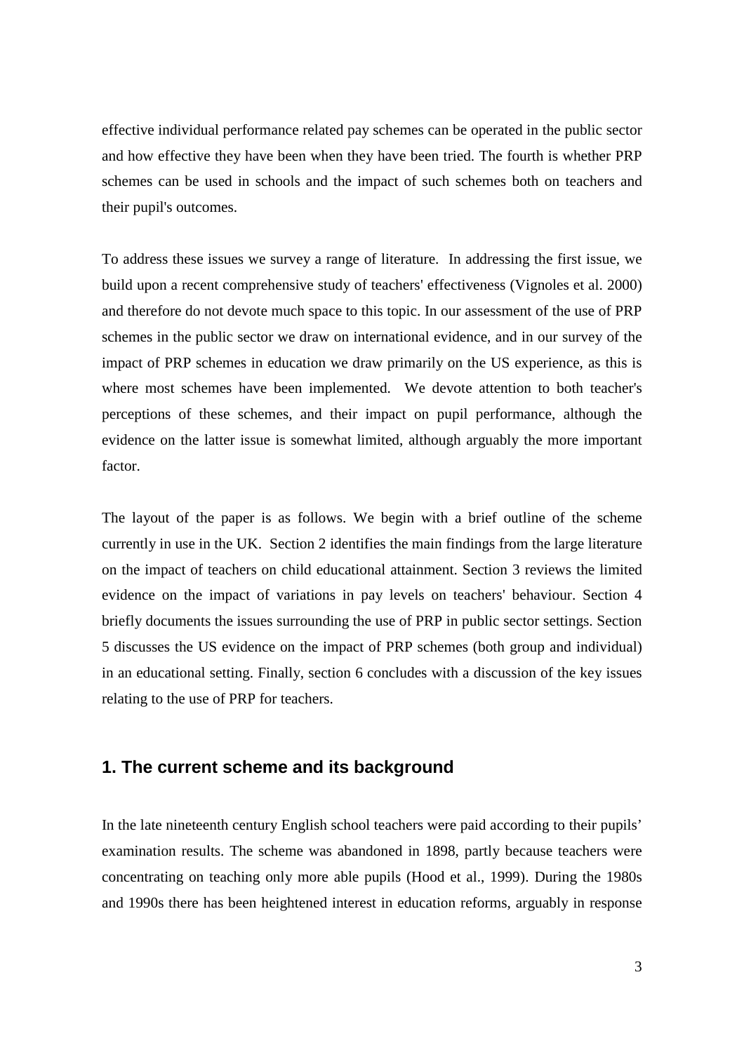effective individual performance related pay schemes can be operated in the public sector and how effective they have been when they have been tried. The fourth is whether PRP schemes can be used in schools and the impact of such schemes both on teachers and their pupil's outcomes.

To address these issues we survey a range of literature. In addressing the first issue, we build upon a recent comprehensive study of teachers' effectiveness (Vignoles et al. 2000) and therefore do not devote much space to this topic. In our assessment of the use of PRP schemes in the public sector we draw on international evidence, and in our survey of the impact of PRP schemes in education we draw primarily on the US experience, as this is where most schemes have been implemented. We devote attention to both teacher's perceptions of these schemes, and their impact on pupil performance, although the evidence on the latter issue is somewhat limited, although arguably the more important factor.

The layout of the paper is as follows. We begin with a brief outline of the scheme currently in use in the UK. Section 2 identifies the main findings from the large literature on the impact of teachers on child educational attainment. Section 3 reviews the limited evidence on the impact of variations in pay levels on teachers' behaviour. Section 4 briefly documents the issues surrounding the use of PRP in public sector settings. Section 5 discusses the US evidence on the impact of PRP schemes (both group and individual) in an educational setting. Finally, section 6 concludes with a discussion of the key issues relating to the use of PRP for teachers.

## 1. The current scheme and its background

In the late nineteenth century English school teachers were paid according to their pupils' examination results. The scheme was abandoned in 1898, partly because teachers were concentrating on teaching only more able pupils (Hood et al., 1999). During the 1980s and 1990s there has been heightened interest in education reforms, arguably in response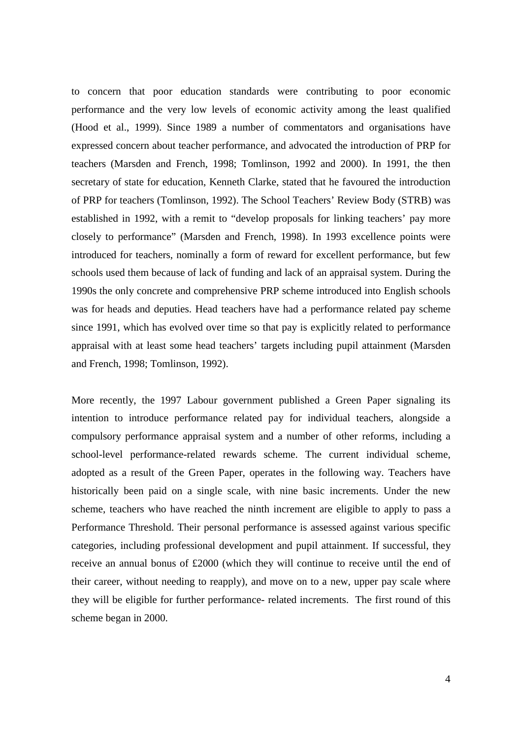to concern that poor education standards were contributing to poor economic performance and the very low levels of economic activity among the least qualified (Hood et al., 1999). Since 1989 a number of commentators and organisations have expressed concern about teacher performance, and advocated the introduction of PRP for teachers (Marsden and French, 1998; Tomlinson, 1992 and 2000). In 1991, the then secretary of state for education, Kenneth Clarke, stated that he favoured the introduction of PRP for teachers (Tomlinson, 1992). The School Teachers' Review Body (STRB) was established in 1992, with a remit to "develop proposals for linking teachers' pay more closely to performance" (Marsden and French, 1998). In 1993 excellence points were introduced for teachers, nominally a form of reward for excellent performance, but few schools used them because of lack of funding and lack of an appraisal system. During the 1990s the only concrete and comprehensive PRP scheme introduced into English schools was for heads and deputies. Head teachers have had a performance related pay scheme since 1991, which has evolved over time so that pay is explicitly related to performance appraisal with at least some head teachers' targets including pupil attainment (Marsden and French, 1998; Tomlinson, 1992).

More recently, the 1997 Labour government published a Green Paper signaling its intention to introduce performance related pay for individual teachers, alongside a compulsory performance appraisal system and a number of other reforms, including a school-level performance-related rewards scheme. The current individual scheme, adopted as a result of the Green Paper, operates in the following way. Teachers have historically been paid on a single scale, with nine basic increments. Under the new scheme, teachers who have reached the ninth increment are eligible to apply to pass a Performance Threshold. Their personal performance is assessed against various specific categories, including professional development and pupil attainment. If successful, they receive an annual bonus of £2000 (which they will continue to receive until the end of their career, without needing to reapply), and move on to a new, upper pay scale where they will be eligible for further performance- related increments. The first round of this scheme began in 2000.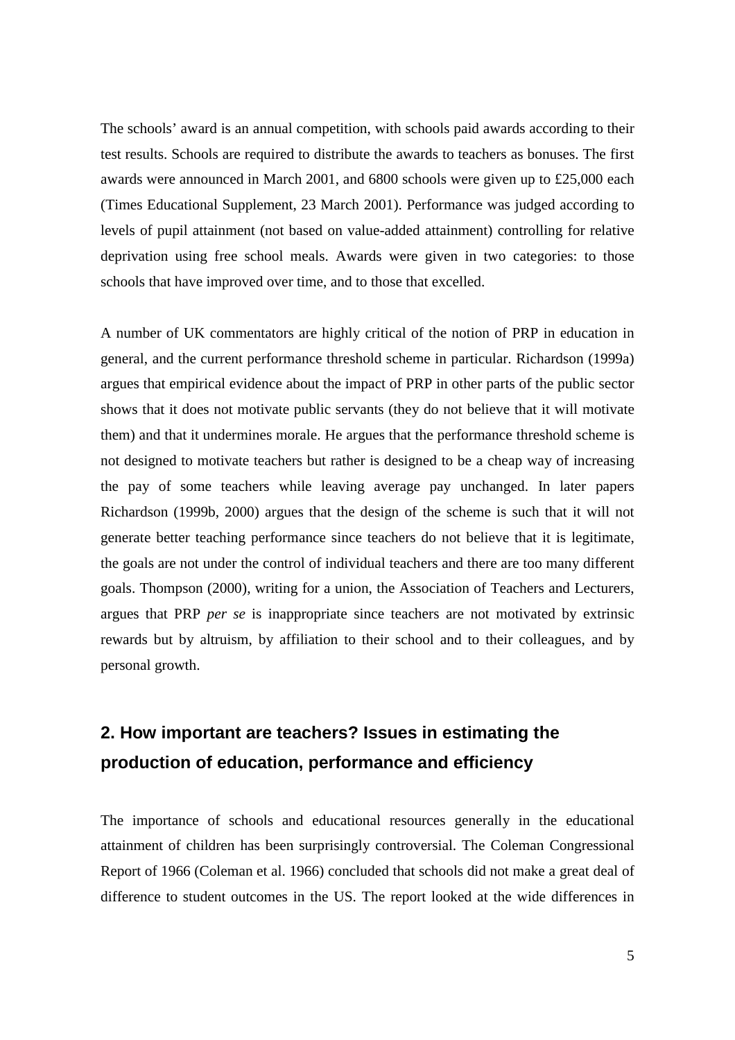The schools' award is an annual competition, with schools paid awards according to their test results. Schools are required to distribute the awards to teachers as bonuses. The first awards were announced in March 2001, and 6800 schools were given up to £25,000 each (Times Educational Supplement, 23 March 2001). Performance was judged according to levels of pupil attainment (not based on value-added attainment) controlling for relative deprivation using free school meals. Awards were given in two categories: to those schools that have improved over time, and to those that excelled.

A number of UK commentators are highly critical of the notion of PRP in education in general, and the current performance threshold scheme in particular. Richardson (1999a) argues that empirical evidence about the impact of PRP in other parts of the public sector shows that it does not motivate public servants (they do not believe that it will motivate them) and that it undermines morale. He argues that the performance threshold scheme is not designed to motivate teachers but rather is designed to be a cheap way of increasing the pay of some teachers while leaving average pay unchanged. In later papers Richardson (1999b, 2000) argues that the design of the scheme is such that it will not generate better teaching performance since teachers do not believe that it is legitimate, the goals are not under the control of individual teachers and there are too many different goals. Thompson (2000), writing for a union, the Association of Teachers and Lecturers, argues that PRP *per se* is inappropriate since teachers are not motivated by extrinsic rewards but by altruism, by affiliation to their school and to their colleagues, and by personal growth.

## 2. How important are teachers? Issues in estimating the production of education, performance and efficiency

The importance of schools and educational resources generally in the educational attainment of children has been surprisingly controversial. The Coleman Congressional Report of 1966 (Coleman et al. 1966) concluded that schools did not make a great deal of difference to student outcomes in the US. The report looked at the wide differences in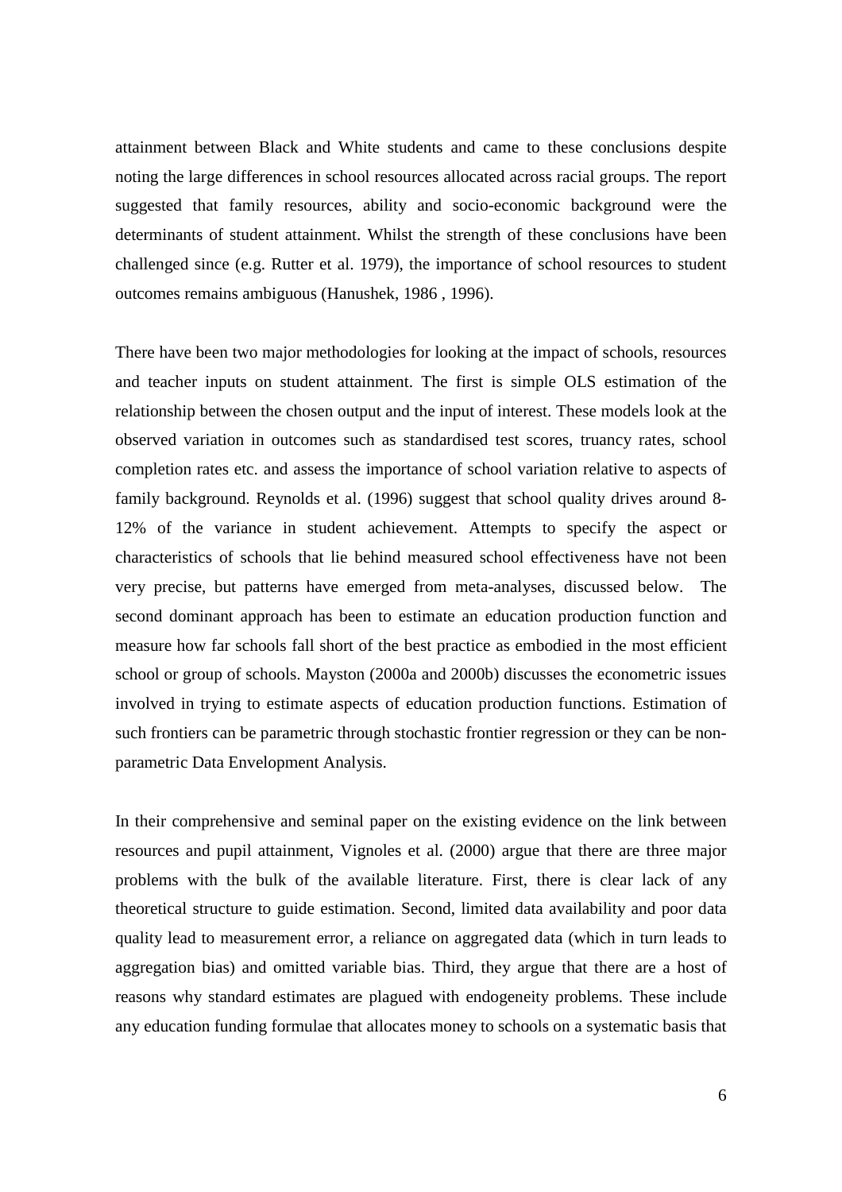attainment between Black and White students and came to these conclusions despite noting the large differences in school resources allocated across racial groups. The report suggested that family resources, ability and socio-economic background were the determinants of student attainment. Whilst the strength of these conclusions have been challenged since (e.g. Rutter et al. 1979), the importance of school resources to student outcomes remains ambiguous (Hanushek, 1986 , 1996).

There have been two major methodologies for looking at the impact of schools, resources and teacher inputs on student attainment. The first is simple OLS estimation of the relationship between the chosen output and the input of interest. These models look at the observed variation in outcomes such as standardised test scores, truancy rates, school completion rates etc. and assess the importance of school variation relative to aspects of family background. Reynolds et al. (1996) suggest that school quality drives around 8-12% of the variance in student achievement. Attempts to specify the aspect or characteristics of schools that lie behind measured school effectiveness have not been very precise, but patterns have emerged from meta-analyses, discussed below. The second dominant approach has been to estimate an education production function and measure how far schools fall short of the best practice as embodied in the most efficient school or group of schools. Mayston (2000a and 2000b) discusses the econometric issues involved in trying to estimate aspects of education production functions. Estimation of such frontiers can be parametric through stochastic frontier regression or they can be non-parametric Data Envelopment Analysis.

In their comprehensive and seminal paper on the existing evidence on the link between resources and pupil attainment, Vignoles et al. (2000) argue that there are three major problems with the bulk of the available literature. First, there is clear lack of any theoretical structure to guide estimation. Second, limited data availability and poor data quality lead to measurement error, a reliance on aggregated data (which in turn leads to aggregation bias) and omitted variable bias. Third, they argue that there are a host of reasons why standard estimates are plagued with endogeneity problems. These include any education funding formulae that allocates money to schools on a systematic basis that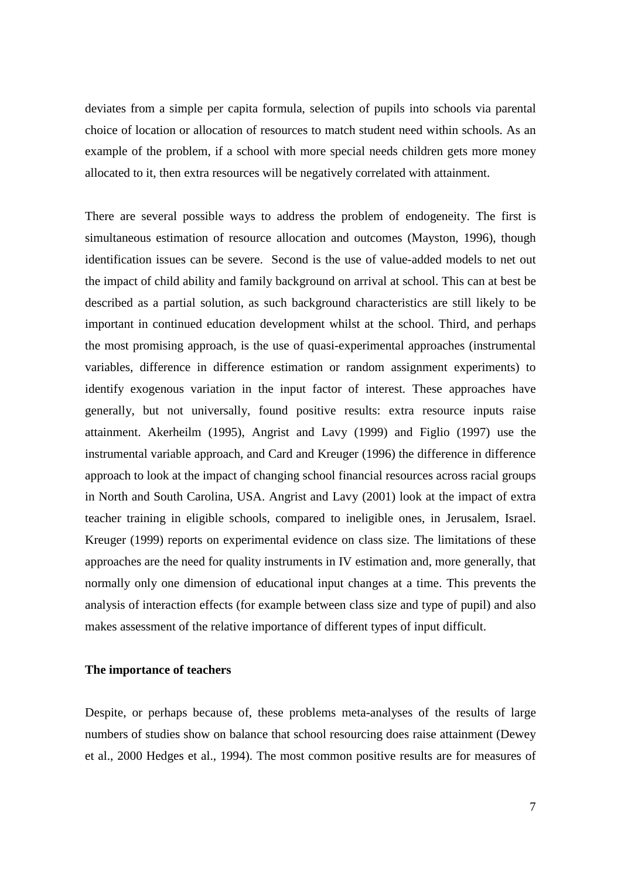deviates from a simple per capita formula, selection of pupils into schools via parental choice of location or allocation of resources to match student need within schools. As an example of the problem, if a school with more special needs children gets more money allocated to it, then extra resources will be negatively correlated with attainment.

There are several possible ways to address the problem of endogeneity. The first is simultaneous estimation of resource allocation and outcomes (Mayston, 1996), though identification issues can be severe. Second is the use of value-added models to net out the impact of child ability and family background on arrival at school. This can at best be described as a partial solution, as such background characteristics are still likely to be important in continued education development whilst at the school. Third, and perhaps the most promising approach, is the use of quasi-experimental approaches (instrumental variables, difference in difference estimation or random assignment experiments) to identify exogenous variation in the input factor of interest. These approaches have generally, but not universally, found positive results: extra resource inputs raise attainment. Akerheilm (1995), Angrist and Lavy (1999) and Figlio (1997) use the instrumental variable approach, and Card and Kreuger (1996) the difference in difference approach to look at the impact of changing school financial resources across racial groups in North and South Carolina, USA. Angrist and Lavy (2001) look at the impact of extra teacher training in eligible schools, compared to ineligible ones, in Jerusalem, Israel. Kreuger (1999) reports on experimental evidence on class size. The limitations of these approaches are the need for quality instruments in IV estimation and, more generally, that normally only one dimension of educational input changes at a time. This prevents the analysis of interaction effects (for example between class size and type of pupil) and also makes assessment of the relative importance of different types of input difficult.

**The importance of teachers**

Despite, or perhaps because of, these problems meta-analyses of the results of large numbers of studies show on balance that school resourcing does raise attainment (Dewey et al., 2000 Hedges et al., 1994). The most common positive results are for measures of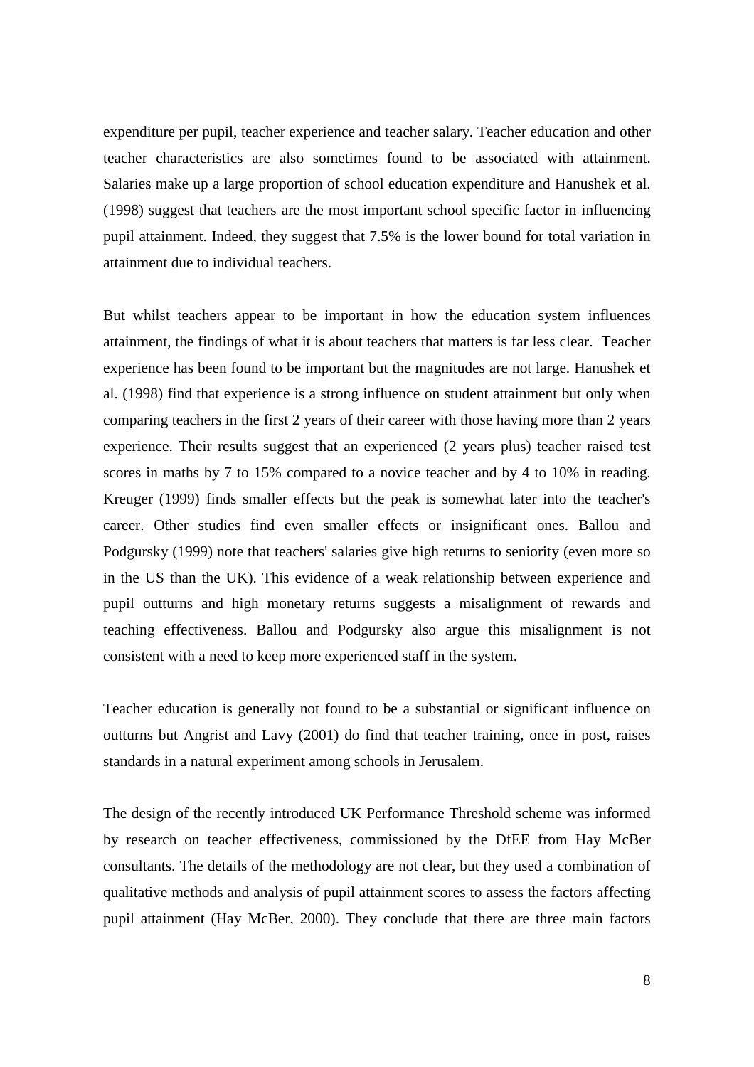expenditure per pupil, teacher experience and teacher salary. Teacher education and other teacher characteristics are also sometimes found to be associated with attainment. Salaries make up a large proportion of school education expenditure and Hanushek et al. (1998) suggest that teachers are the most important school specific factor in influencing pupil attainment. Indeed, they suggest that 7.5% is the lower bound for total variation in attainment due to individual teachers.

But whilst teachers appear to be important in how the education system influences attainment, the findings of what it is about teachers that matters is far less clear. Teacher experience has been found to be important but the magnitudes are not large. Hanushek et al. (1998) find that experience is a strong influence on student attainment but only when comparing teachers in the first 2 years of their career with those having more than 2 years experience. Their results suggest that an experienced (2 years plus) teacher raised test scores in maths by 7 to 15% compared to a novice teacher and by 4 to 10% in reading. Kreuger (1999) finds smaller effects but the peak is somewhat later into the teacher's career. Other studies find even smaller effects or insignificant ones. Ballou and Podgursky (1999) note that teachers' salaries give high returns to seniority (even more so in the US than the UK). This evidence of a weak relationship between experience and pupil outturns and high monetary returns suggests a misalignment of rewards and teaching effectiveness. Ballou and Podgursky also argue this misalignment is not consistent with a need to keep more experienced staff in the system.

Teacher education is generally not found to be a substantial or significant influence on outturns but Angrist and Lavy (2001) do find that teacher training, once in post, raises standards in a natural experiment among schools in Jerusalem.

The design of the recently introduced UK Performance Threshold scheme was informed by research on teacher effectiveness, commissioned by the DfEE from Hay McBer consultants. The details of the methodology are not clear, but they used a combination of qualitative methods and analysis of pupil attainment scores to assess the factors affecting pupil attainment (Hay McBer, 2000). They conclude that there are three main factors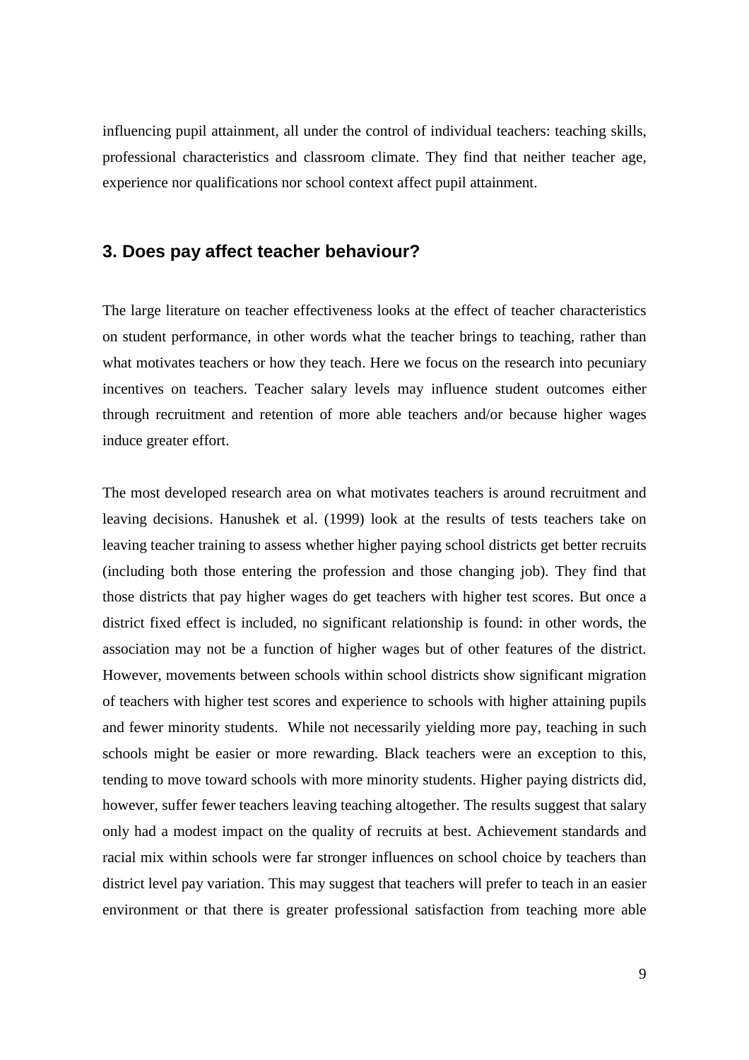influencing pupil attainment, all under the control of individual teachers: teaching skills, professional characteristics and classroom climate. They find that neither teacher age, experience nor qualifications nor school context affect pupil attainment.

## 3. Does pay affect teacher behaviour?

The large literature on teacher effectiveness looks at the effect of teacher characteristics on student performance, in other words what the teacher brings to teaching, rather than what motivates teachers or how they teach. Here we focus on the research into pecuniary incentives on teachers. Teacher salary levels may influence student outcomes either through recruitment and retention of more able teachers and/or because higher wages induce greater effort.

The most developed research area on what motivates teachers is around recruitment and leaving decisions. Hanushek et al. (1999) look at the results of tests teachers take on leaving teacher training to assess whether higher paying school districts get better recruits (including both those entering the profession and those changing job). They find that those districts that pay higher wages do get teachers with higher test scores. But once a district fixed effect is included, no significant relationship is found: in other words, the association may not be a function of higher wages but of other features of the district. However, movements between schools within school districts show significant migration of teachers with higher test scores and experience to schools with higher attaining pupils and fewer minority students. While not necessarily yielding more pay, teaching in such schools might be easier or more rewarding. Black teachers were an exception to this, tending to move toward schools with more minority students. Higher paying districts did, however, suffer fewer teachers leaving teaching altogether. The results suggest that salary only had a modest impact on the quality of recruits at best. Achievement standards and racial mix within schools were far stronger influences on school choice by teachers than district level pay variation. This may suggest that teachers will prefer to teach in an easier environment or that there is greater professional satisfaction from teaching more able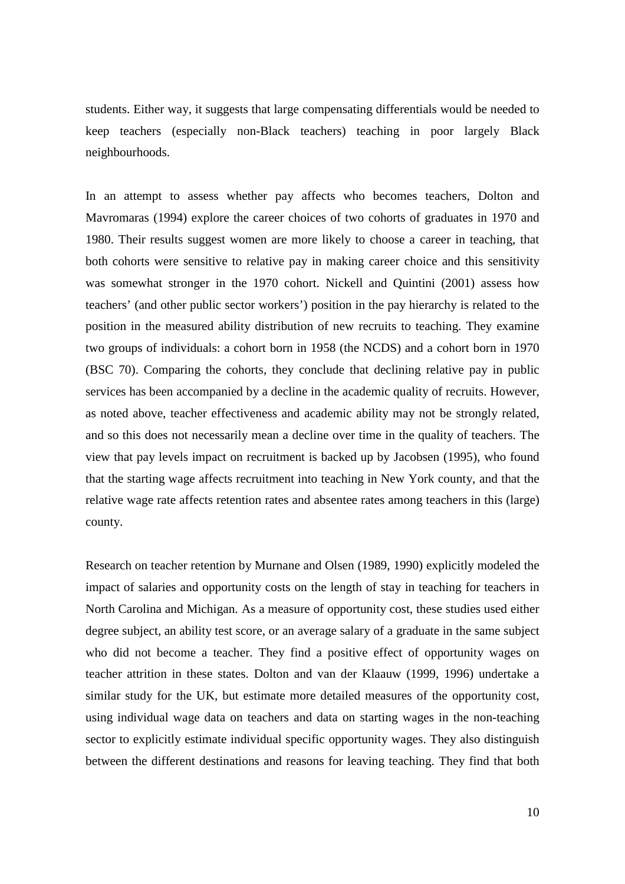students. Either way, it suggests that large compensating differentials would be needed to keep teachers (especially non-Black teachers) teaching in poor largely Black neighbourhoods.

In an attempt to assess whether pay affects who becomes teachers, Dolton and Mavromaras (1994) explore the career choices of two cohorts of graduates in 1970 and 1980. Their results suggest women are more likely to choose a career in teaching, that both cohorts were sensitive to relative pay in making career choice and this sensitivity was somewhat stronger in the 1970 cohort. Nickell and Quintini (2001) assess how teachers' (and other public sector workers') position in the pay hierarchy is related to the position in the measured ability distribution of new recruits to teaching. They examine two groups of individuals: a cohort born in 1958 (the NCDS) and a cohort born in 1970 (BSC 70). Comparing the cohorts, they conclude that declining relative pay in public services has been accompanied by a decline in the academic quality of recruits. However, as noted above, teacher effectiveness and academic ability may not be strongly related, and so this does not necessarily mean a decline over time in the quality of teachers. The view that pay levels impact on recruitment is backed up by Jacobsen (1995), who found that the starting wage affects recruitment into teaching in New York county, and that the relative wage rate affects retention rates and absentee rates among teachers in this (large) county.

Research on teacher retention by Murnane and Olsen (1989, 1990) explicitly modeled the impact of salaries and opportunity costs on the length of stay in teaching for teachers in North Carolina and Michigan. As a measure of opportunity cost, these studies used either degree subject, an ability test score, or an average salary of a graduate in the same subject who did not become a teacher. They find a positive effect of opportunity wages on teacher attrition in these states. Dolton and van der Klaauw (1999, 1996) undertake a similar study for the UK, but estimate more detailed measures of the opportunity cost, using individual wage data on teachers and data on starting wages in the non-teaching sector to explicitly estimate individual specific opportunity wages. They also distinguish between the different destinations and reasons for leaving teaching. They find that both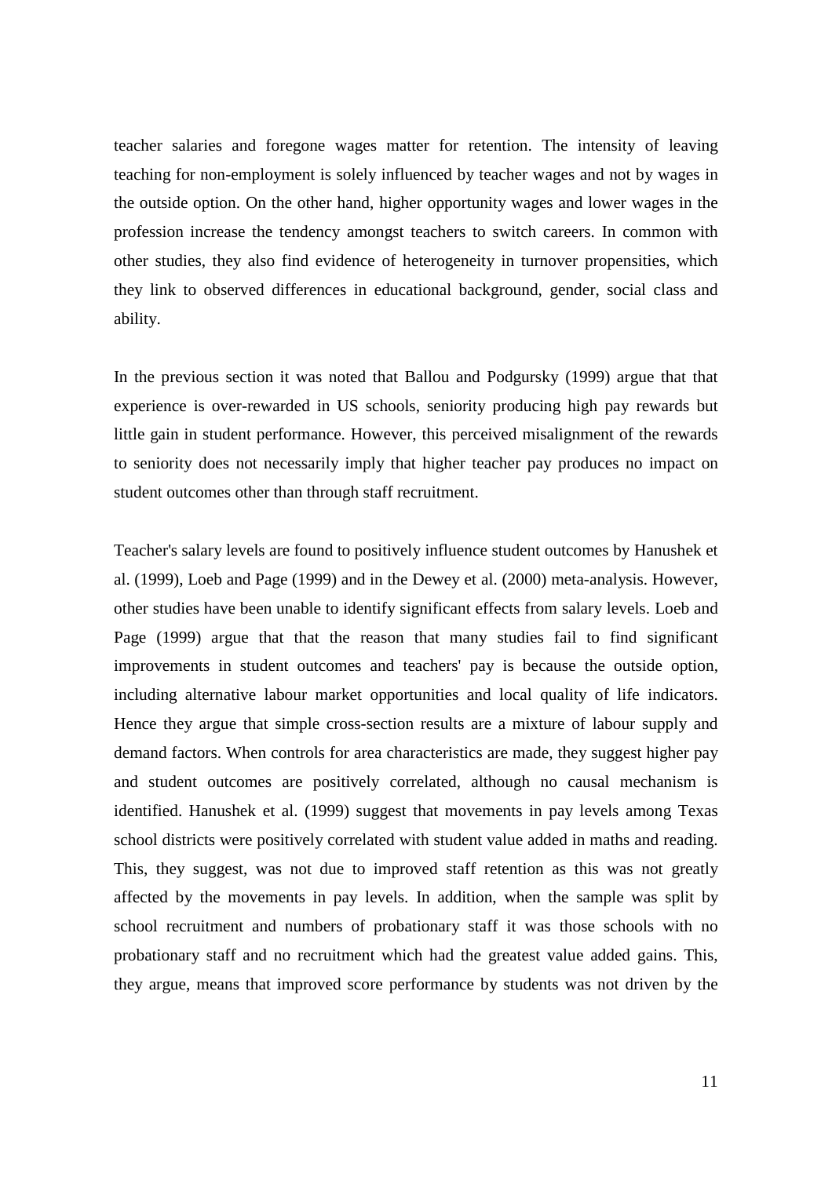teacher salaries and foregone wages matter for retention. The intensity of leaving teaching for non-employment is solely influenced by teacher wages and not by wages in the outside option. On the other hand, higher opportunity wages and lower wages in the profession increase the tendency amongst teachers to switch careers. In common with other studies, they also find evidence of heterogeneity in turnover propensities, which they link to observed differences in educational background, gender, social class and ability.

In the previous section it was noted that Ballou and Podgursky (1999) argue that that experience is over-rewarded in US schools, seniority producing high pay rewards but little gain in student performance. However, this perceived misalignment of the rewards to seniority does not necessarily imply that higher teacher pay produces no impact on student outcomes other than through staff recruitment.

Teacher's salary levels are found to positively influence student outcomes by Hanushek et al. (1999), Loeb and Page (1999) and in the Dewey et al. (2000) meta-analysis. However, other studies have been unable to identify significant effects from salary levels. Loeb and Page (1999) argue that that the reason that many studies fail to find significant improvements in student outcomes and teachers' pay is because the outside option, including alternative labour market opportunities and local quality of life indicators. Hence they argue that simple cross-section results are a mixture of labour supply and demand factors. When controls for area characteristics are made, they suggest higher pay and student outcomes are positively correlated, although no causal mechanism is identified. Hanushek et al. (1999) suggest that movements in pay levels among Texas school districts were positively correlated with student value added in maths and reading. This, they suggest, was not due to improved staff retention as this was not greatly affected by the movements in pay levels. In addition, when the sample was split by school recruitment and numbers of probationary staff it was those schools with no probationary staff and no recruitment which had the greatest value added gains. This, they argue, means that improved score performance by students was not driven by the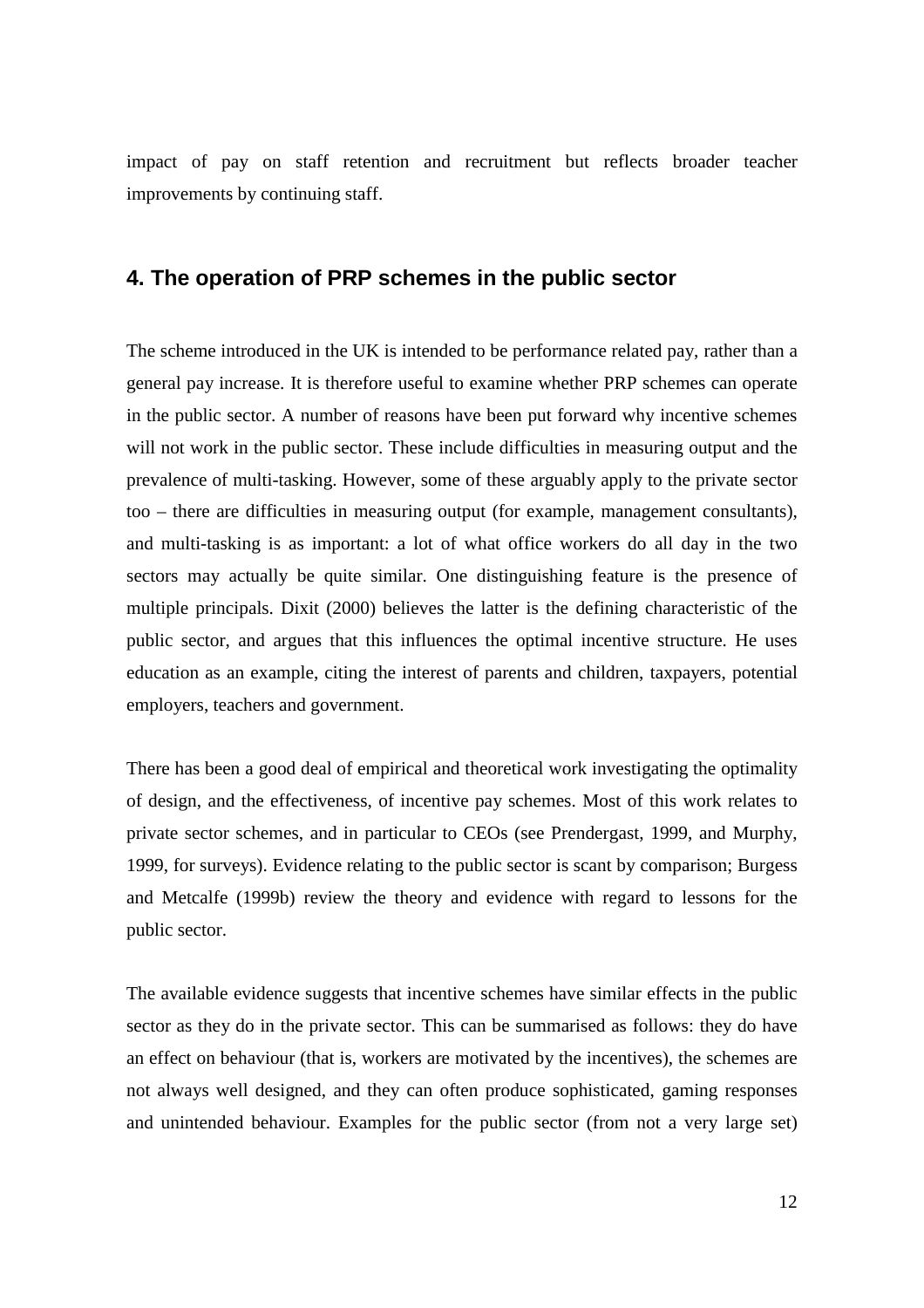impact of pay on staff retention and recruitment but reflects broader teacher improvements by continuing staff.

## 4. The operation of PRP schemes in the public sector

The scheme introduced in the UK is intended to be performance related pay, rather than a general pay increase. It is therefore useful to examine whether PRP schemes can operate in the public sector. A number of reasons have been put forward why incentive schemes will not work in the public sector. These include difficulties in measuring output and the prevalence of multi-tasking. However, some of these arguably apply to the private sector too – there are difficulties in measuring output (for example, management consultants), and multi-tasking is as important: a lot of what office workers do all day in the two sectors may actually be quite similar. One distinguishing feature is the presence of multiple principals. Dixit (2000) believes the latter is the defining characteristic of the public sector, and argues that this influences the optimal incentive structure. He uses education as an example, citing the interest of parents and children, taxpayers, potential employers, teachers and government.

There has been a good deal of empirical and theoretical work investigating the optimality of design, and the effectiveness, of incentive pay schemes. Most of this work relates to private sector schemes, and in particular to CEOs (see Prendergast, 1999, and Murphy, 1999, for surveys). Evidence relating to the public sector is scant by comparison; Burgess and Metcalfe (1999b) review the theory and evidence with regard to lessons for the public sector.

The available evidence suggests that incentive schemes have similar effects in the public sector as they do in the private sector. This can be summarised as follows: they do have an effect on behaviour (that is, workers are motivated by the incentives), the schemes are not always well designed, and they can often produce sophisticated, gaming responses and unintended behaviour. Examples for the public sector (from not a very large set)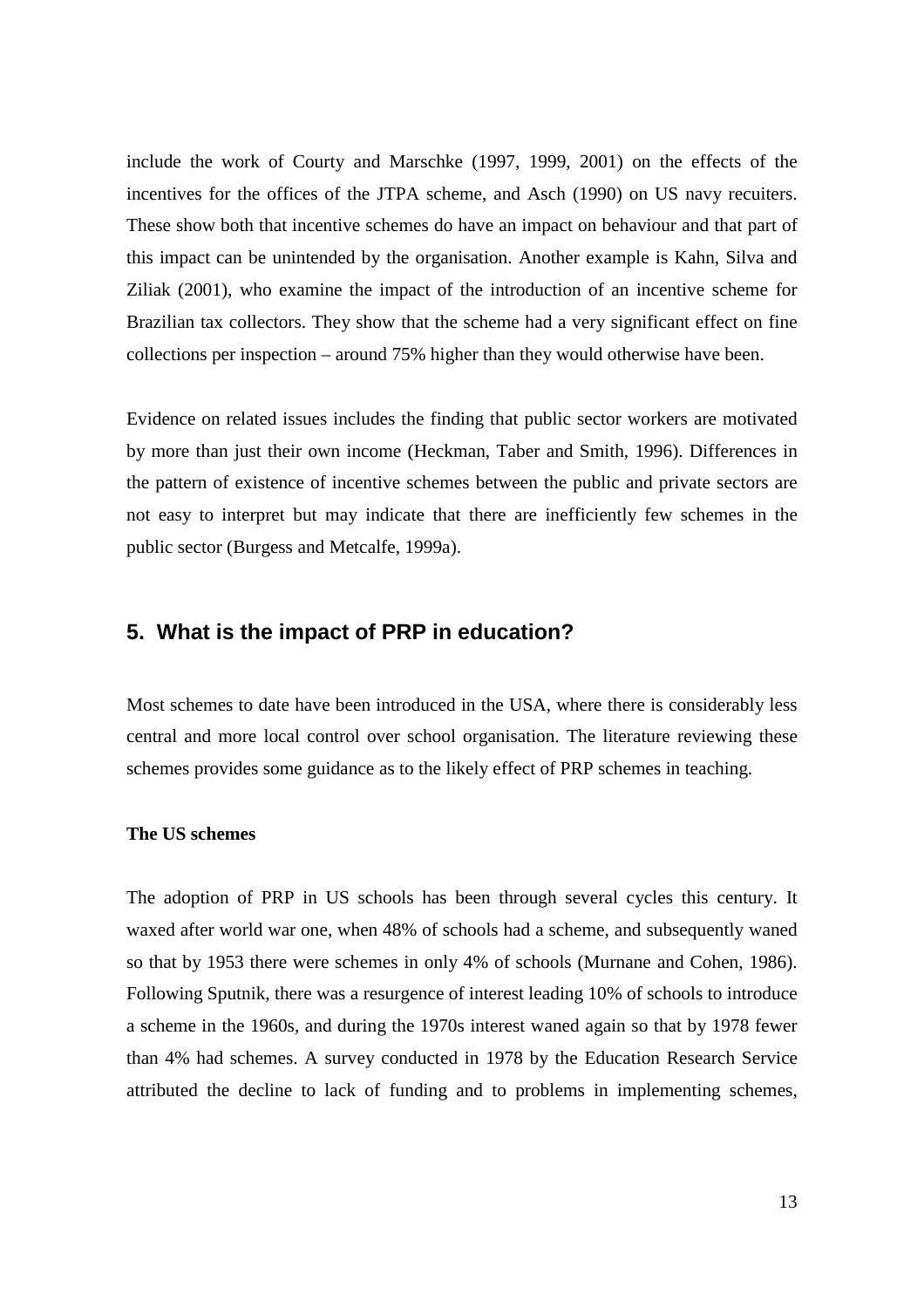include the work of Courty and Marschke (1997, 1999, 2001) on the effects of the incentives for the offices of the JTPA scheme, and Asch (1990) on US navy recuiters. These show both that incentive schemes do have an impact on behaviour and that part of this impact can be unintended by the organisation. Another example is Kahn, Silva and Ziliak (2001), who examine the impact of the introduction of an incentive scheme for Brazilian tax collectors. They show that the scheme had a very significant effect on fine collections per inspection – around 75% higher than they would otherwise have been.

Evidence on related issues includes the finding that public sector workers are motivated by more than just their own income (Heckman, Taber and Smith, 1996). Differences in the pattern of existence of incentive schemes between the public and private sectors are not easy to interpret but may indicate that there are inefficiently few schemes in the public sector (Burgess and Metcalfe, 1999a).

## 5. What is the impact of PRP in education?

Most schemes to date have been introduced in the USA, where there is considerably less central and more local control over school organisation. The literature reviewing these schemes provides some guidance as to the likely effect of PRP schemes in teaching.

**The US schemes**

The adoption of PRP in US schools has been through several cycles this century. It waxed after world war one, when 48% of schools had a scheme, and subsequently waned so that by 1953 there were schemes in only 4% of schools (Murnane and Cohen, 1986). Following Sputnik, there was a resurgence of interest leading 10% of schools to introduce a scheme in the 1960s, and during the 1970s interest waned again so that by 1978 fewer than 4% had schemes. A survey conducted in 1978 by the Education Research Service attributed the decline to lack of funding and to problems in implementing schemes,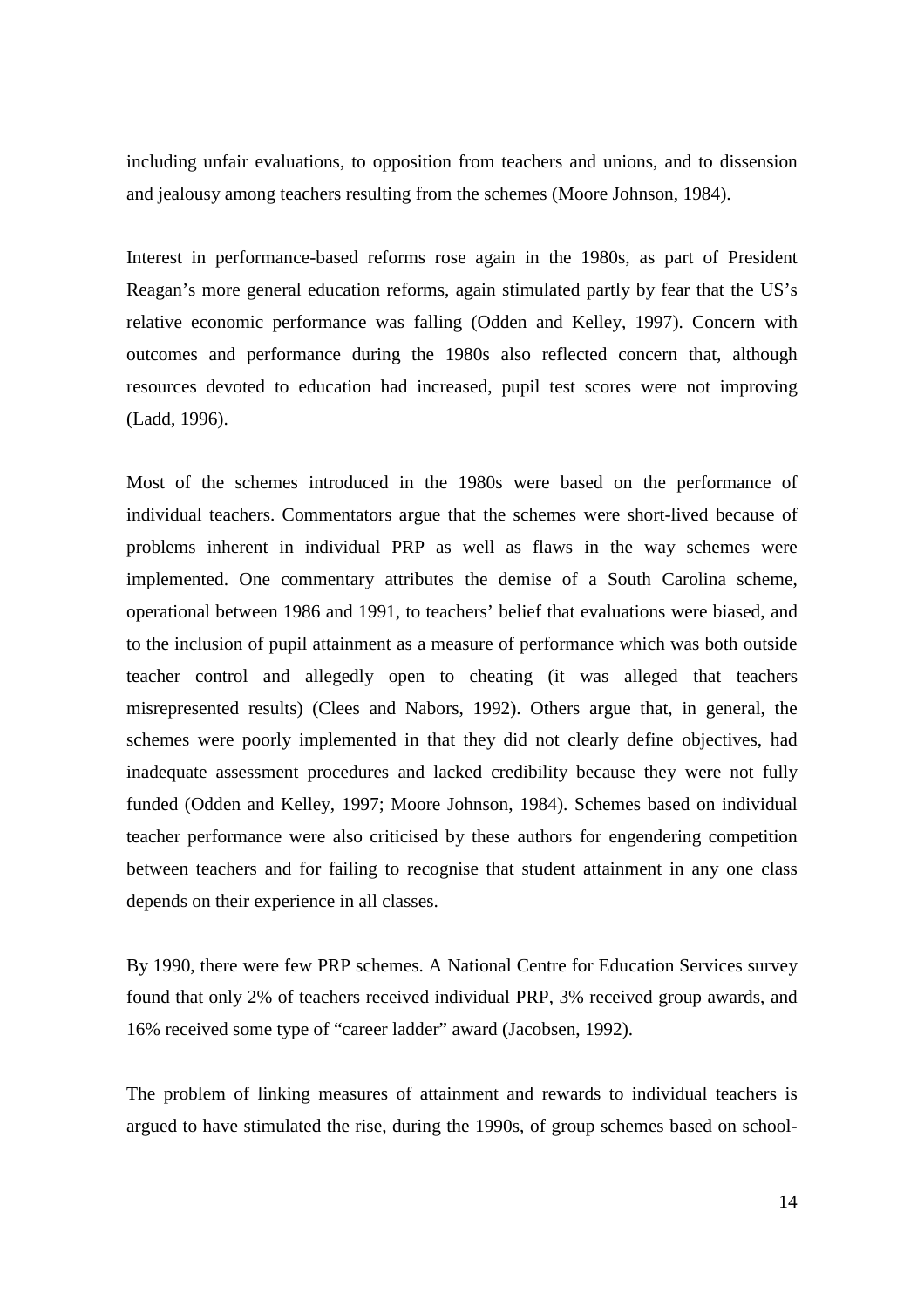including unfair evaluations, to opposition from teachers and unions, and to dissension and jealousy among teachers resulting from the schemes (Moore Johnson, 1984).

Interest in performance-based reforms rose again in the 1980s, as part of President Reagan's more general education reforms, again stimulated partly by fear that the US's relative economic performance was falling (Odden and Kelley, 1997). Concern with outcomes and performance during the 1980s also reflected concern that, although resources devoted to education had increased, pupil test scores were not improving (Ladd, 1996).

Most of the schemes introduced in the 1980s were based on the performance of individual teachers. Commentators argue that the schemes were short-lived because of problems inherent in individual PRP as well as flaws in the way schemes were implemented. One commentary attributes the demise of a South Carolina scheme, operational between 1986 and 1991, to teachers' belief that evaluations were biased, and to the inclusion of pupil attainment as a measure of performance which was both outside teacher control and allegedly open to cheating (it was alleged that teachers misrepresented results) (Clees and Nabors, 1992). Others argue that, in general, the schemes were poorly implemented in that they did not clearly define objectives, had inadequate assessment procedures and lacked credibility because they were not fully funded (Odden and Kelley, 1997; Moore Johnson, 1984). Schemes based on individual teacher performance were also criticised by these authors for engendering competition between teachers and for failing to recognise that student attainment in any one class depends on their experience in all classes.

By 1990, there were few PRP schemes. A National Centre for Education Services survey found that only 2% of teachers received individual PRP, 3% received group awards, and 16% received some type of "career ladder" award (Jacobsen, 1992).

The problem of linking measures of attainment and rewards to individual teachers is argued to have stimulated the rise, during the 1990s, of group schemes based on school-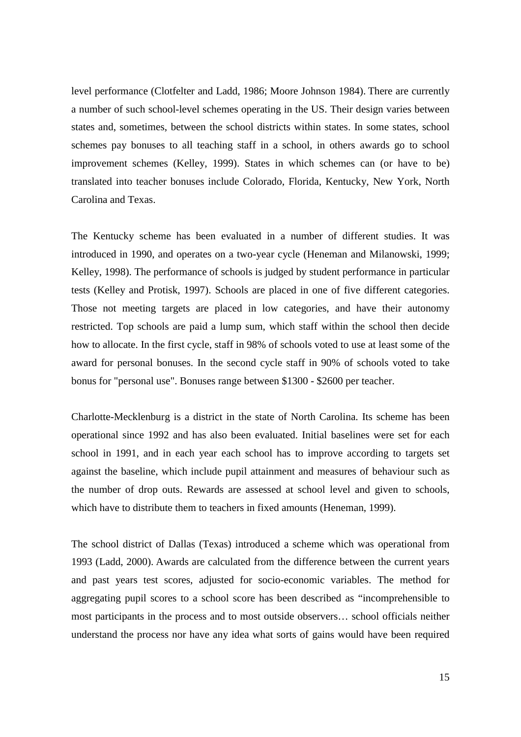level performance (Clotfelter and Ladd, 1986; Moore Johnson 1984). There are currently a number of such school-level schemes operating in the US. Their design varies between states and, sometimes, between the school districts within states. In some states, school schemes pay bonuses to all teaching staff in a school, in others awards go to school improvement schemes (Kelley, 1999). States in which schemes can (or have to be) translated into teacher bonuses include Colorado, Florida, Kentucky, New York, North Carolina and Texas.

The Kentucky scheme has been evaluated in a number of different studies. It was introduced in 1990, and operates on a two-year cycle (Heneman and Milanowski, 1999; Kelley, 1998). The performance of schools is judged by student performance in particular tests (Kelley and Protisk, 1997). Schools are placed in one of five different categories. Those not meeting targets are placed in low categories, and have their autonomy restricted. Top schools are paid a lump sum, which staff within the school then decide how to allocate. In the first cycle, staff in 98% of schools voted to use at least some of the award for personal bonuses. In the second cycle staff in 90% of schools voted to take bonus for "personal use". Bonuses range between $1300 - $2600 per teacher.

Charlotte-Mecklenburg is a district in the state of North Carolina. Its scheme has been operational since 1992 and has also been evaluated. Initial baselines were set for each school in 1991, and in each year each school has to improve according to targets set against the baseline, which include pupil attainment and measures of behaviour such as the number of drop outs. Rewards are assessed at school level and given to schools, which have to distribute them to teachers in fixed amounts (Heneman, 1999).

The school district of Dallas (Texas) introduced a scheme which was operational from 1993 (Ladd, 2000). Awards are calculated from the difference between the current years and past years test scores, adjusted for socio-economic variables. The method for aggregating pupil scores to a school score has been described as "incomprehensible to most participants in the process and to most outside observers… school officials neither understand the process nor have any idea what sorts of gains would have been required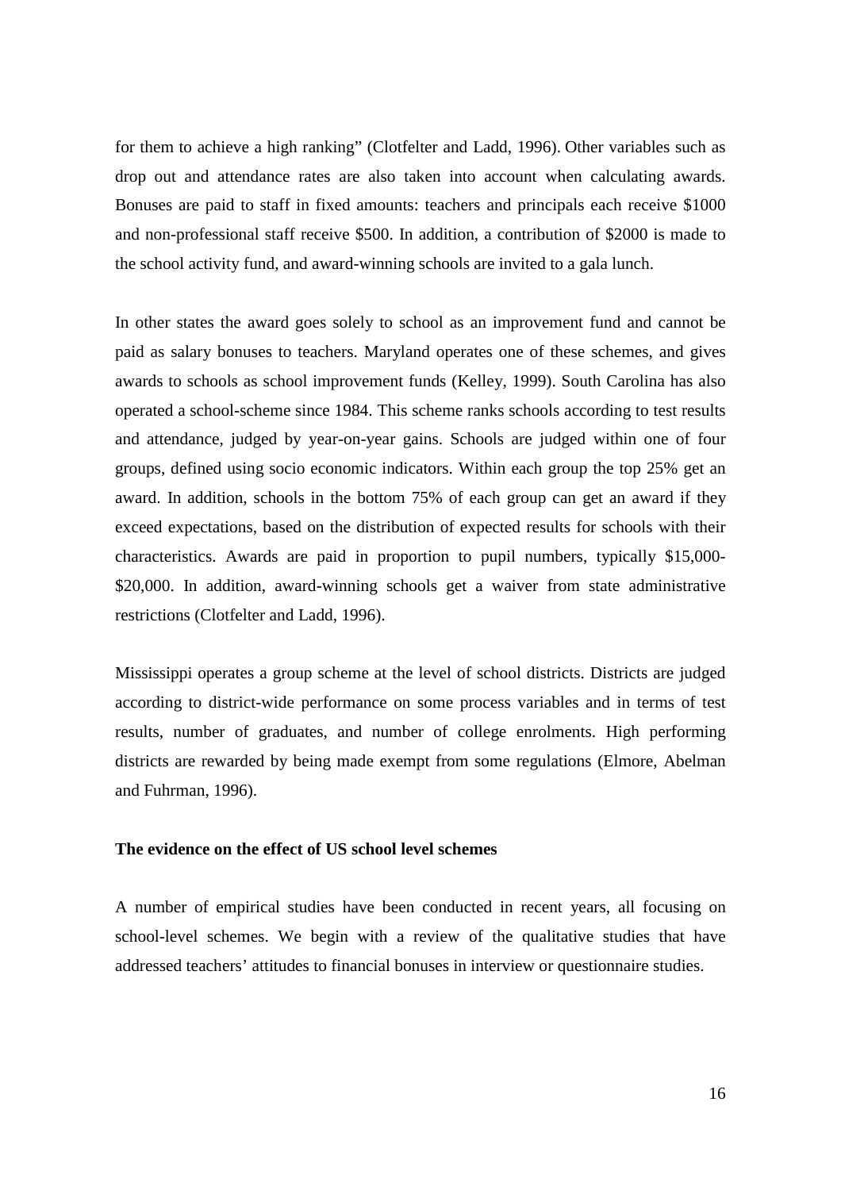for them to achieve a high ranking" (Clotfelter and Ladd, 1996). Other variables such as drop out and attendance rates are also taken into account when calculating awards. Bonuses are paid to staff in fixed amounts: teachers and principals each receive \$1000 and non-professional staff receive \$500. In addition, a contribution of \$2000 is made to the school activity fund, and award-winning schools are invited to a gala lunch.

In other states the award goes solely to school as an improvement fund and cannot be paid as salary bonuses to teachers. Maryland operates one of these schemes, and gives awards to schools as school improvement funds (Kelley, 1999). South Carolina has also operated a school-scheme since 1984. This scheme ranks schools according to test results and attendance, judged by year-on-year gains. Schools are judged within one of four groups, defined using socio economic indicators. Within each group the top 25% get an award. In addition, schools in the bottom 75% of each group can get an award if they exceed expectations, based on the distribution of expected results for schools with their characteristics. Awards are paid in proportion to pupil numbers, typically \$15,000-\$20,000. In addition, award-winning schools get a waiver from state administrative restrictions (Clotfelter and Ladd, 1996).

Mississippi operates a group scheme at the level of school districts. Districts are judged according to district-wide performance on some process variables and in terms of test results, number of graduates, and number of college enrolments. High performing districts are rewarded by being made exempt from some regulations (Elmore, Abelman and Fuhrman, 1996).

**The evidence on the effect of US school level schemes**

A number of empirical studies have been conducted in recent years, all focusing on school-level schemes. We begin with a review of the qualitative studies that have addressed teachers' attitudes to financial bonuses in interview or questionnaire studies.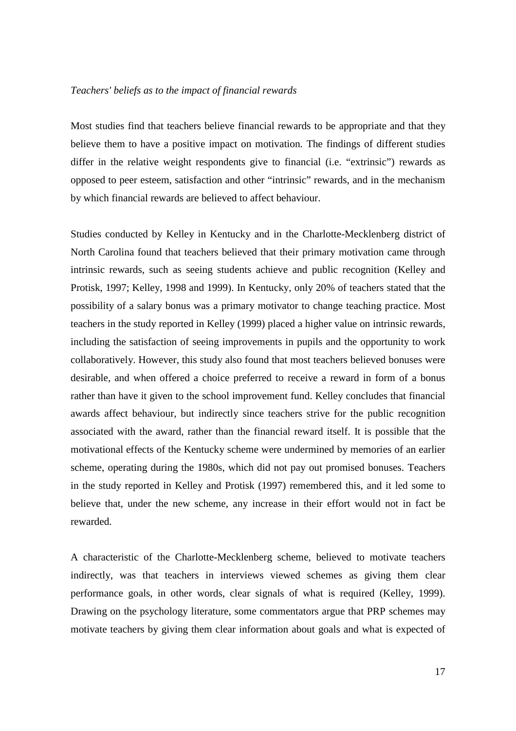*Teachers' beliefs as to the impact of financial rewards*

Most studies find that teachers believe financial rewards to be appropriate and that they believe them to have a positive impact on motivation. The findings of different studies differ in the relative weight respondents give to financial (i.e. "extrinsic") rewards as opposed to peer esteem, satisfaction and other "intrinsic" rewards, and in the mechanism by which financial rewards are believed to affect behaviour.

Studies conducted by Kelley in Kentucky and in the Charlotte-Mecklenberg district of North Carolina found that teachers believed that their primary motivation came through intrinsic rewards, such as seeing students achieve and public recognition (Kelley and Protisk, 1997; Kelley, 1998 and 1999). In Kentucky, only 20% of teachers stated that the possibility of a salary bonus was a primary motivator to change teaching practice. Most teachers in the study reported in Kelley (1999) placed a higher value on intrinsic rewards, including the satisfaction of seeing improvements in pupils and the opportunity to work collaboratively. However, this study also found that most teachers believed bonuses were desirable, and when offered a choice preferred to receive a reward in form of a bonus rather than have it given to the school improvement fund. Kelley concludes that financial awards affect behaviour, but indirectly since teachers strive for the public recognition associated with the award, rather than the financial reward itself. It is possible that the motivational effects of the Kentucky scheme were undermined by memories of an earlier scheme, operating during the 1980s, which did not pay out promised bonuses. Teachers in the study reported in Kelley and Protisk (1997) remembered this, and it led some to believe that, under the new scheme, any increase in their effort would not in fact be rewarded.

A characteristic of the Charlotte-Mecklenberg scheme, believed to motivate teachers indirectly, was that teachers in interviews viewed schemes as giving them clear performance goals, in other words, clear signals of what is required (Kelley, 1999). Drawing on the psychology literature, some commentators argue that PRP schemes may motivate teachers by giving them clear information about goals and what is expected of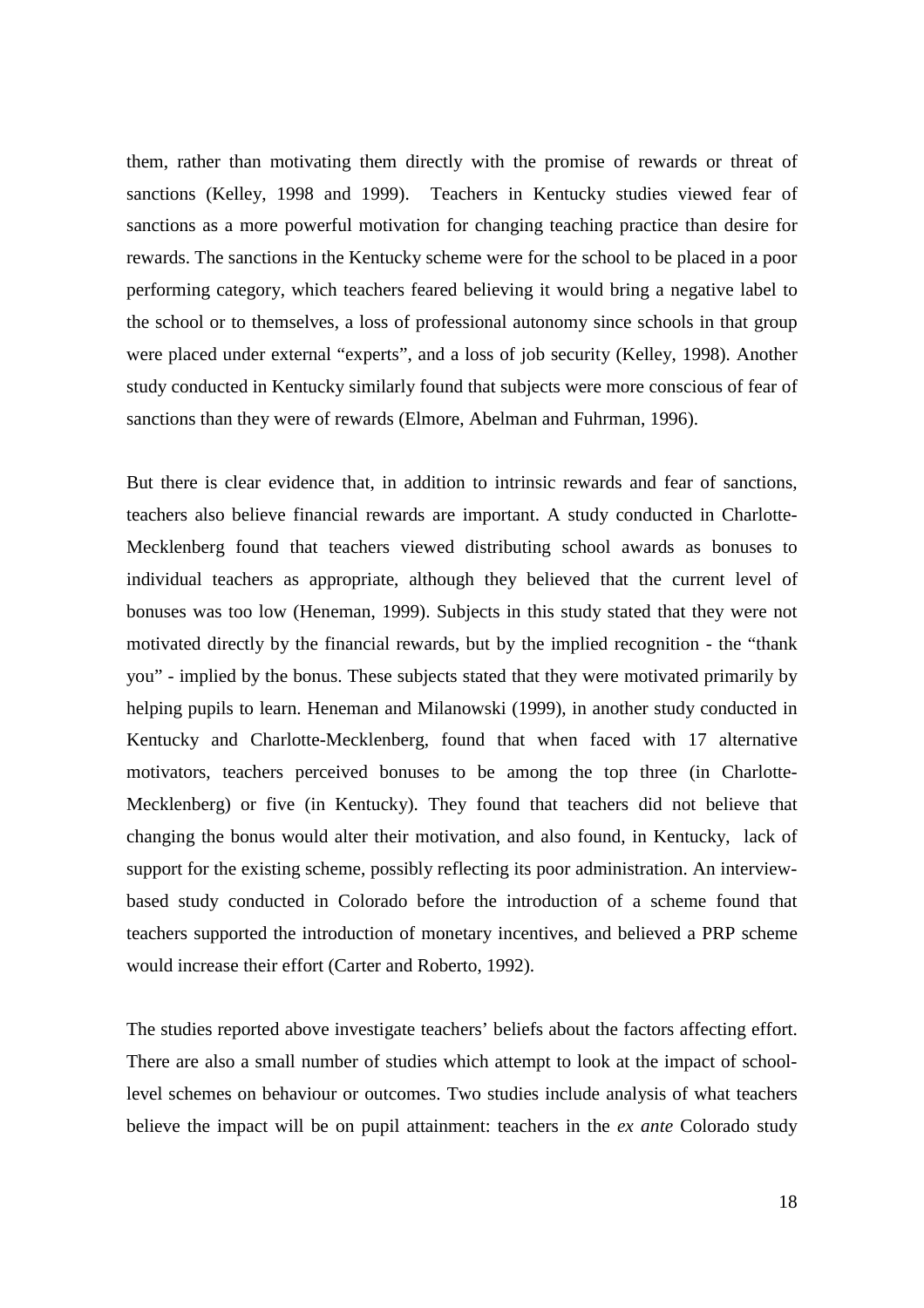them, rather than motivating them directly with the promise of rewards or threat of sanctions (Kelley, 1998 and 1999). Teachers in Kentucky studies viewed fear of sanctions as a more powerful motivation for changing teaching practice than desire for rewards. The sanctions in the Kentucky scheme were for the school to be placed in a poor performing category, which teachers feared believing it would bring a negative label to the school or to themselves, a loss of professional autonomy since schools in that group were placed under external "experts", and a loss of job security (Kelley, 1998). Another study conducted in Kentucky similarly found that subjects were more conscious of fear of sanctions than they were of rewards (Elmore, Abelman and Fuhrman, 1996).

But there is clear evidence that, in addition to intrinsic rewards and fear of sanctions, teachers also believe financial rewards are important. A study conducted in Charlotte-Mecklenberg found that teachers viewed distributing school awards as bonuses to individual teachers as appropriate, although they believed that the current level of bonuses was too low (Heneman, 1999). Subjects in this study stated that they were not motivated directly by the financial rewards, but by the implied recognition - the "thank you" - implied by the bonus. These subjects stated that they were motivated primarily by helping pupils to learn. Heneman and Milanowski (1999), in another study conducted in Kentucky and Charlotte-Mecklenberg, found that when faced with 17 alternative motivators, teachers perceived bonuses to be among the top three (in Charlotte-Mecklenberg) or five (in Kentucky). They found that teachers did not believe that changing the bonus would alter their motivation, and also found, in Kentucky, lack of support for the existing scheme, possibly reflecting its poor administration. An interview-based study conducted in Colorado before the introduction of a scheme found that teachers supported the introduction of monetary incentives, and believed a PRP scheme would increase their effort (Carter and Roberto, 1992).

The studies reported above investigate teachers' beliefs about the factors affecting effort. There are also a small number of studies which attempt to look at the impact of school-level schemes on behaviour or outcomes. Two studies include analysis of what teachers believe the impact will be on pupil attainment: teachers in the *ex ante* Colorado study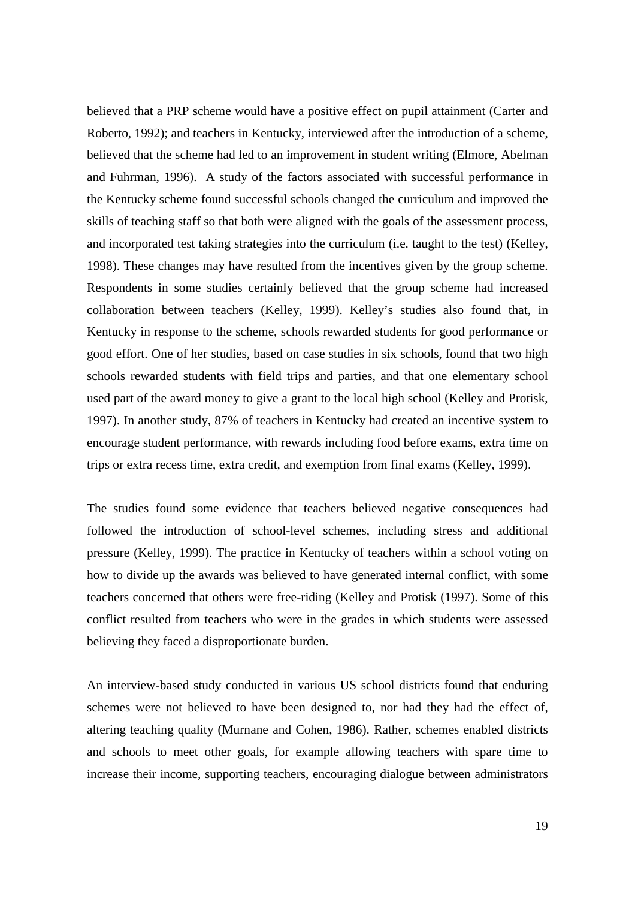believed that a PRP scheme would have a positive effect on pupil attainment (Carter and Roberto, 1992); and teachers in Kentucky, interviewed after the introduction of a scheme, believed that the scheme had led to an improvement in student writing (Elmore, Abelman and Fuhrman, 1996). A study of the factors associated with successful performance in the Kentucky scheme found successful schools changed the curriculum and improved the skills of teaching staff so that both were aligned with the goals of the assessment process, and incorporated test taking strategies into the curriculum (i.e. taught to the test) (Kelley, 1998). These changes may have resulted from the incentives given by the group scheme. Respondents in some studies certainly believed that the group scheme had increased collaboration between teachers (Kelley, 1999). Kelley's studies also found that, in Kentucky in response to the scheme, schools rewarded students for good performance or good effort. One of her studies, based on case studies in six schools, found that two high schools rewarded students with field trips and parties, and that one elementary school used part of the award money to give a grant to the local high school (Kelley and Protisk, 1997). In another study, 87% of teachers in Kentucky had created an incentive system to encourage student performance, with rewards including food before exams, extra time on trips or extra recess time, extra credit, and exemption from final exams (Kelley, 1999).

The studies found some evidence that teachers believed negative consequences had followed the introduction of school-level schemes, including stress and additional pressure (Kelley, 1999). The practice in Kentucky of teachers within a school voting on how to divide up the awards was believed to have generated internal conflict, with some teachers concerned that others were free-riding (Kelley and Protisk (1997). Some of this conflict resulted from teachers who were in the grades in which students were assessed believing they faced a disproportionate burden.

An interview-based study conducted in various US school districts found that enduring schemes were not believed to have been designed to, nor had they had the effect of, altering teaching quality (Murnane and Cohen, 1986). Rather, schemes enabled districts and schools to meet other goals, for example allowing teachers with spare time to increase their income, supporting teachers, encouraging dialogue between administrators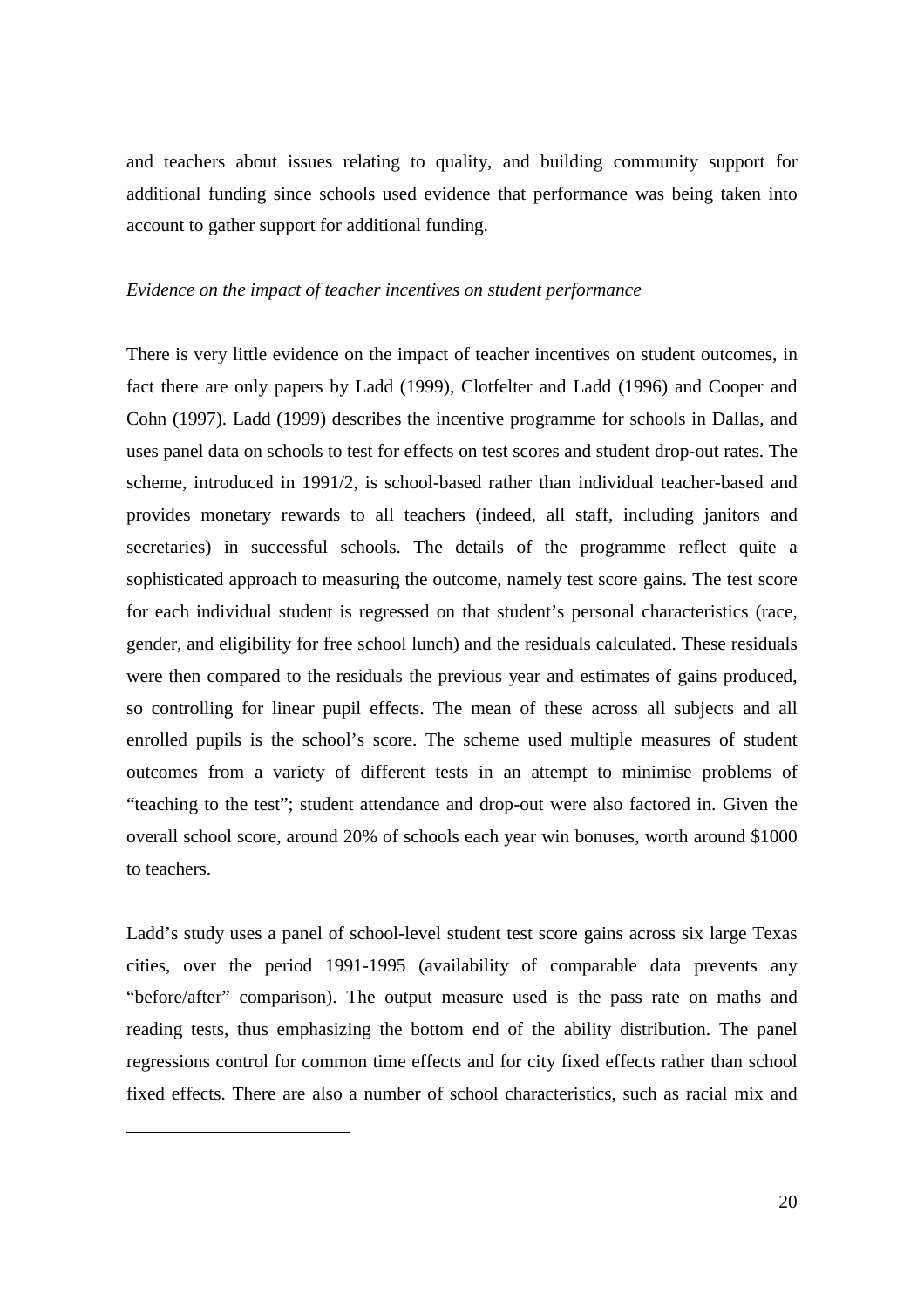and teachers about issues relating to quality, and building community support for additional funding since schools used evidence that performance was being taken into account to gather support for additional funding.

*Evidence on the impact of teacher incentives on student performance*

There is very little evidence on the impact of teacher incentives on student outcomes, in fact there are only papers by Ladd (1999), Clotfelter and Ladd (1996) and Cooper and Cohn (1997). Ladd (1999) describes the incentive programme for schools in Dallas, and uses panel data on schools to test for effects on test scores and student drop-out rates. The scheme, introduced in 1991/2, is school-based rather than individual teacher-based and provides monetary rewards to all teachers (indeed, all staff, including janitors and secretaries) in successful schools. The details of the programme reflect quite a sophisticated approach to measuring the outcome, namely test score gains. The test score for each individual student is regressed on that student's personal characteristics (race, gender, and eligibility for free school lunch) and the residuals calculated. These residuals were then compared to the residuals the previous year and estimates of gains produced, so controlling for linear pupil effects. The mean of these across all subjects and all enrolled pupils is the school's score. The scheme used multiple measures of student outcomes from a variety of different tests in an attempt to minimise problems of "teaching to the test"; student attendance and drop-out were also factored in. Given the overall school score, around 20% of schools each year win bonuses, worth around $1000 to teachers.

Ladd's study uses a panel of school-level student test score gains across six large Texas cities, over the period 1991-1995 (availability of comparable data prevents any "before/after" comparison). The output measure used is the pass rate on maths and reading tests, thus emphasizing the bottom end of the ability distribution. The panel regressions control for common time effects and for city fixed effects rather than school fixed effects. There are also a number of school characteristics, such as racial mix and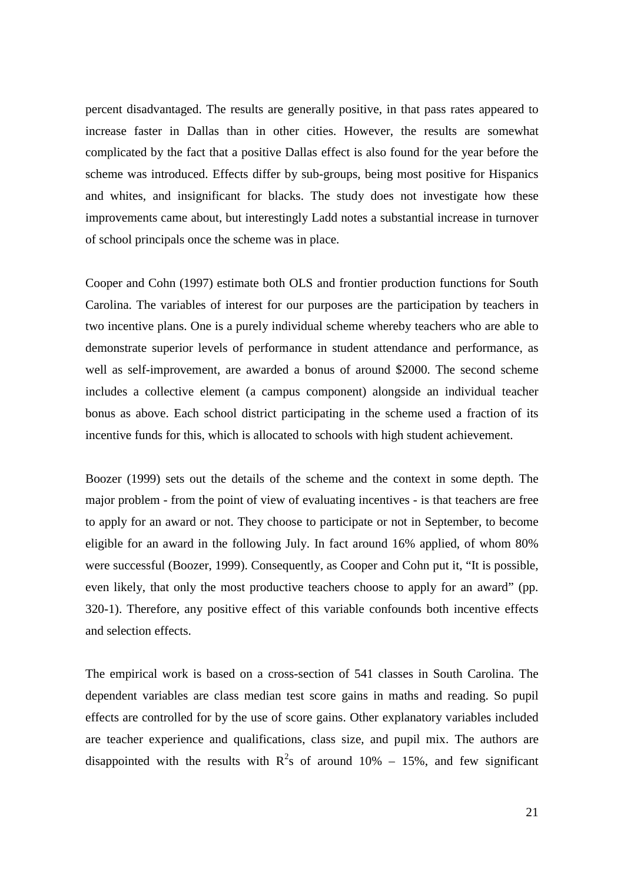percent disadvantaged. The results are generally positive, in that pass rates appeared to increase faster in Dallas than in other cities. However, the results are somewhat complicated by the fact that a positive Dallas effect is also found for the year before the scheme was introduced. Effects differ by sub-groups, being most positive for Hispanics and whites, and insignificant for blacks. The study does not investigate how these improvements came about, but interestingly Ladd notes a substantial increase in turnover of school principals once the scheme was in place.

Cooper and Cohn (1997) estimate both OLS and frontier production functions for South Carolina. The variables of interest for our purposes are the participation by teachers in two incentive plans. One is a purely individual scheme whereby teachers who are able to demonstrate superior levels of performance in student attendance and performance, as well as self-improvement, are awarded a bonus of around $2000. The second scheme includes a collective element (a campus component) alongside an individual teacher bonus as above. Each school district participating in the scheme used a fraction of its incentive funds for this, which is allocated to schools with high student achievement.

Boozer (1999) sets out the details of the scheme and the context in some depth. The major problem - from the point of view of evaluating incentives - is that teachers are free to apply for an award or not. They choose to participate or not in September, to become eligible for an award in the following July. In fact around 16% applied, of whom 80% were successful (Boozer, 1999). Consequently, as Cooper and Cohn put it, "It is possible, even likely, that only the most productive teachers choose to apply for an award" (pp. 320-1). Therefore, any positive effect of this variable confounds both incentive effects and selection effects.

The empirical work is based on a cross-section of 541 classes in South Carolina. The dependent variables are class median test score gains in maths and reading. So pupil effects are controlled for by the use of score gains. Other explanatory variables included are teacher experience and qualifications, class size, and pupil mix. The authors are disappointed with the results with $R^2$s of around 10% – 15%, and few significant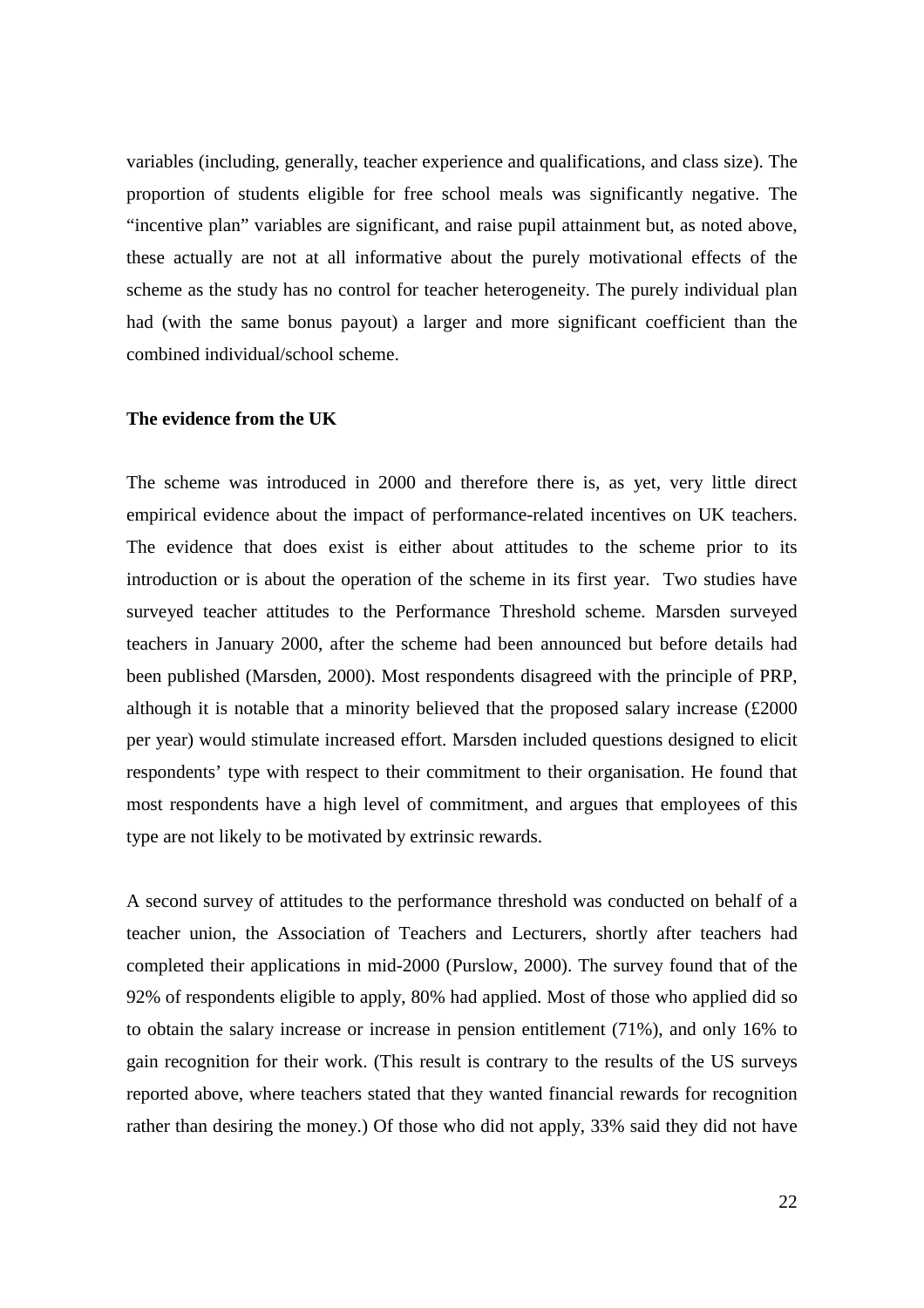variables (including, generally, teacher experience and qualifications, and class size). The proportion of students eligible for free school meals was significantly negative. The "incentive plan" variables are significant, and raise pupil attainment but, as noted above, these actually are not at all informative about the purely motivational effects of the scheme as the study has no control for teacher heterogeneity. The purely individual plan had (with the same bonus payout) a larger and more significant coefficient than the combined individual/school scheme.

**The evidence from the UK**

The scheme was introduced in 2000 and therefore there is, as yet, very little direct empirical evidence about the impact of performance-related incentives on UK teachers. The evidence that does exist is either about attitudes to the scheme prior to its introduction or is about the operation of the scheme in its first year. Two studies have surveyed teacher attitudes to the Performance Threshold scheme. Marsden surveyed teachers in January 2000, after the scheme had been announced but before details had been published (Marsden, 2000). Most respondents disagreed with the principle of PRP, although it is notable that a minority believed that the proposed salary increase (£2000 per year) would stimulate increased effort. Marsden included questions designed to elicit respondents' type with respect to their commitment to their organisation. He found that most respondents have a high level of commitment, and argues that employees of this type are not likely to be motivated by extrinsic rewards.

A second survey of attitudes to the performance threshold was conducted on behalf of a teacher union, the Association of Teachers and Lecturers, shortly after teachers had completed their applications in mid-2000 (Purslow, 2000). The survey found that of the 92% of respondents eligible to apply, 80% had applied. Most of those who applied did so to obtain the salary increase or increase in pension entitlement (71%), and only 16% to gain recognition for their work. (This result is contrary to the results of the US surveys reported above, where teachers stated that they wanted financial rewards for recognition rather than desiring the money.) Of those who did not apply, 33% said they did not have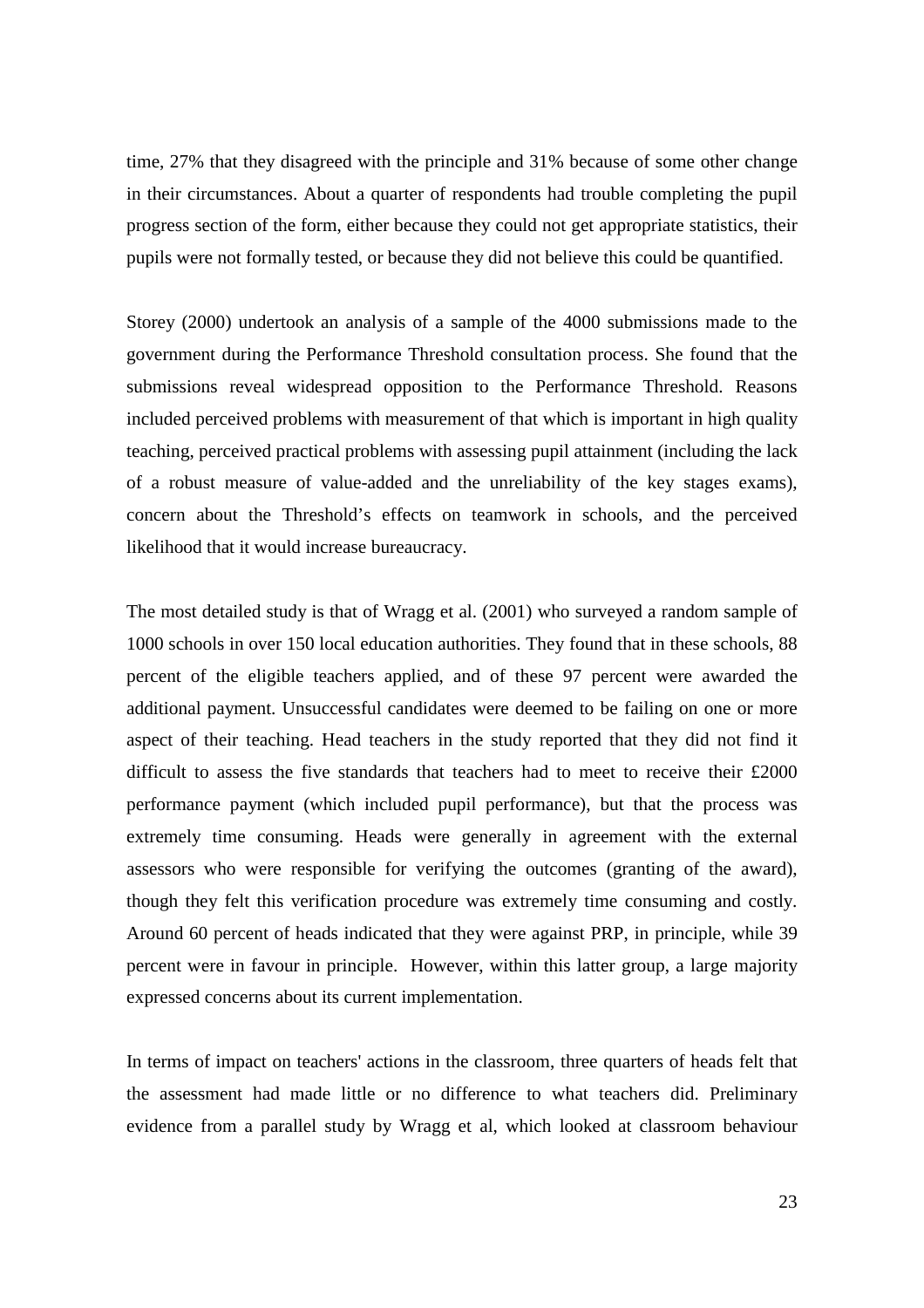time, 27% that they disagreed with the principle and 31% because of some other change in their circumstances. About a quarter of respondents had trouble completing the pupil progress section of the form, either because they could not get appropriate statistics, their pupils were not formally tested, or because they did not believe this could be quantified.

Storey (2000) undertook an analysis of a sample of the 4000 submissions made to the government during the Performance Threshold consultation process. She found that the submissions reveal widespread opposition to the Performance Threshold. Reasons included perceived problems with measurement of that which is important in high quality teaching, perceived practical problems with assessing pupil attainment (including the lack of a robust measure of value-added and the unreliability of the key stages exams), concern about the Threshold's effects on teamwork in schools, and the perceived likelihood that it would increase bureaucracy.

The most detailed study is that of Wragg et al. (2001) who surveyed a random sample of 1000 schools in over 150 local education authorities. They found that in these schools, 88 percent of the eligible teachers applied, and of these 97 percent were awarded the additional payment. Unsuccessful candidates were deemed to be failing on one or more aspect of their teaching. Head teachers in the study reported that they did not find it difficult to assess the five standards that teachers had to meet to receive their £2000 performance payment (which included pupil performance), but that the process was extremely time consuming. Heads were generally in agreement with the external assessors who were responsible for verifying the outcomes (granting of the award), though they felt this verification procedure was extremely time consuming and costly. Around 60 percent of heads indicated that they were against PRP, in principle, while 39 percent were in favour in principle. However, within this latter group, a large majority expressed concerns about its current implementation.

In terms of impact on teachers' actions in the classroom, three quarters of heads felt that the assessment had made little or no difference to what teachers did. Preliminary evidence from a parallel study by Wragg et al, which looked at classroom behaviour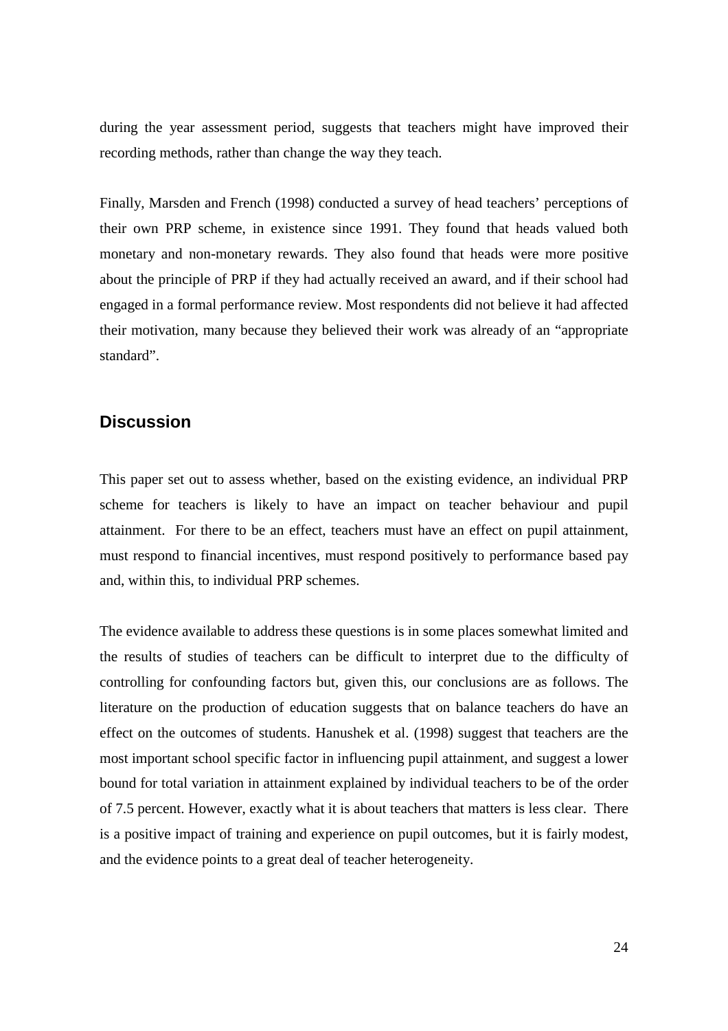during the year assessment period, suggests that teachers might have improved their recording methods, rather than change the way they teach.

Finally, Marsden and French (1998) conducted a survey of head teachers' perceptions of their own PRP scheme, in existence since 1991. They found that heads valued both monetary and non-monetary rewards. They also found that heads were more positive about the principle of PRP if they had actually received an award, and if their school had engaged in a formal performance review. Most respondents did not believe it had affected their motivation, many because they believed their work was already of an "appropriate standard".

## Discussion

This paper set out to assess whether, based on the existing evidence, an individual PRP scheme for teachers is likely to have an impact on teacher behaviour and pupil attainment. For there to be an effect, teachers must have an effect on pupil attainment, must respond to financial incentives, must respond positively to performance based pay and, within this, to individual PRP schemes.

The evidence available to address these questions is in some places somewhat limited and the results of studies of teachers can be difficult to interpret due to the difficulty of controlling for confounding factors but, given this, our conclusions are as follows. The literature on the production of education suggests that on balance teachers do have an effect on the outcomes of students. Hanushek et al. (1998) suggest that teachers are the most important school specific factor in influencing pupil attainment, and suggest a lower bound for total variation in attainment explained by individual teachers to be of the order of 7.5 percent. However, exactly what it is about teachers that matters is less clear. There is a positive impact of training and experience on pupil outcomes, but it is fairly modest, and the evidence points to a great deal of teacher heterogeneity.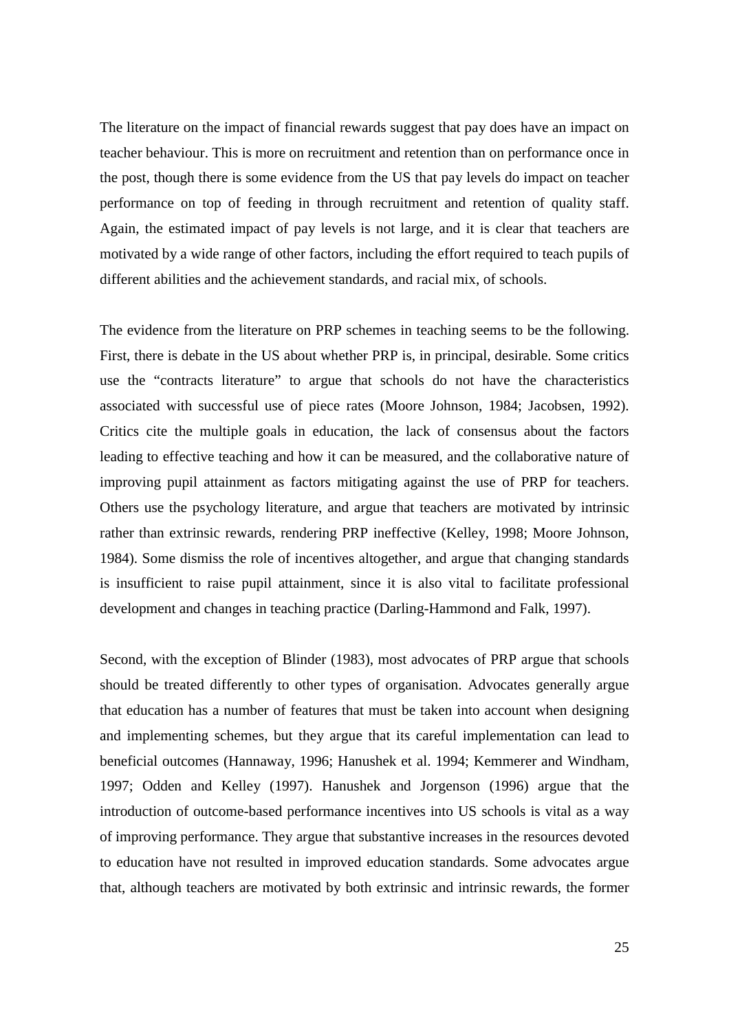The literature on the impact of financial rewards suggest that pay does have an impact on teacher behaviour. This is more on recruitment and retention than on performance once in the post, though there is some evidence from the US that pay levels do impact on teacher performance on top of feeding in through recruitment and retention of quality staff. Again, the estimated impact of pay levels is not large, and it is clear that teachers are motivated by a wide range of other factors, including the effort required to teach pupils of different abilities and the achievement standards, and racial mix, of schools.

The evidence from the literature on PRP schemes in teaching seems to be the following. First, there is debate in the US about whether PRP is, in principal, desirable. Some critics use the "contracts literature" to argue that schools do not have the characteristics associated with successful use of piece rates (Moore Johnson, 1984; Jacobsen, 1992). Critics cite the multiple goals in education, the lack of consensus about the factors leading to effective teaching and how it can be measured, and the collaborative nature of improving pupil attainment as factors mitigating against the use of PRP for teachers. Others use the psychology literature, and argue that teachers are motivated by intrinsic rather than extrinsic rewards, rendering PRP ineffective (Kelley, 1998; Moore Johnson, 1984). Some dismiss the role of incentives altogether, and argue that changing standards is insufficient to raise pupil attainment, since it is also vital to facilitate professional development and changes in teaching practice (Darling-Hammond and Falk, 1997).

Second, with the exception of Blinder (1983), most advocates of PRP argue that schools should be treated differently to other types of organisation. Advocates generally argue that education has a number of features that must be taken into account when designing and implementing schemes, but they argue that its careful implementation can lead to beneficial outcomes (Hannaway, 1996; Hanushek et al. 1994; Kemmerer and Windham, 1997; Odden and Kelley (1997). Hanushek and Jorgenson (1996) argue that the introduction of outcome-based performance incentives into US schools is vital as a way of improving performance. They argue that substantive increases in the resources devoted to education have not resulted in improved education standards. Some advocates argue that, although teachers are motivated by both extrinsic and intrinsic rewards, the former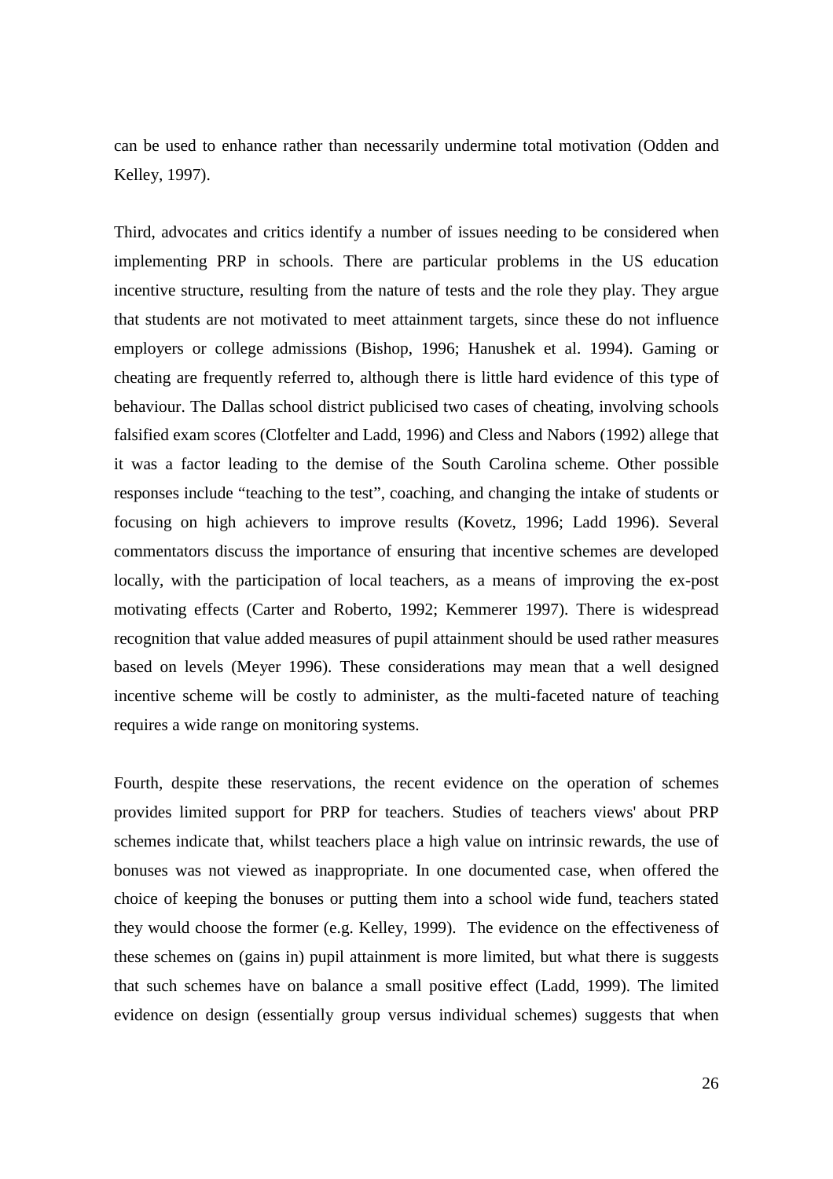can be used to enhance rather than necessarily undermine total motivation (Odden and Kelley, 1997).

Third, advocates and critics identify a number of issues needing to be considered when implementing PRP in schools. There are particular problems in the US education incentive structure, resulting from the nature of tests and the role they play. They argue that students are not motivated to meet attainment targets, since these do not influence employers or college admissions (Bishop, 1996; Hanushek et al. 1994). Gaming or cheating are frequently referred to, although there is little hard evidence of this type of behaviour. The Dallas school district publicised two cases of cheating, involving schools falsified exam scores (Clotfelter and Ladd, 1996) and Cless and Nabors (1992) allege that it was a factor leading to the demise of the South Carolina scheme. Other possible responses include "teaching to the test", coaching, and changing the intake of students or focusing on high achievers to improve results (Kovetz, 1996; Ladd 1996). Several commentators discuss the importance of ensuring that incentive schemes are developed locally, with the participation of local teachers, as a means of improving the ex-post motivating effects (Carter and Roberto, 1992; Kemmerer 1997). There is widespread recognition that value added measures of pupil attainment should be used rather measures based on levels (Meyer 1996). These considerations may mean that a well designed incentive scheme will be costly to administer, as the multi-faceted nature of teaching requires a wide range on monitoring systems.

Fourth, despite these reservations, the recent evidence on the operation of schemes provides limited support for PRP for teachers. Studies of teachers views' about PRP schemes indicate that, whilst teachers place a high value on intrinsic rewards, the use of bonuses was not viewed as inappropriate. In one documented case, when offered the choice of keeping the bonuses or putting them into a school wide fund, teachers stated they would choose the former (e.g. Kelley, 1999). The evidence on the effectiveness of these schemes on (gains in) pupil attainment is more limited, but what there is suggests that such schemes have on balance a small positive effect (Ladd, 1999). The limited evidence on design (essentially group versus individual schemes) suggests that when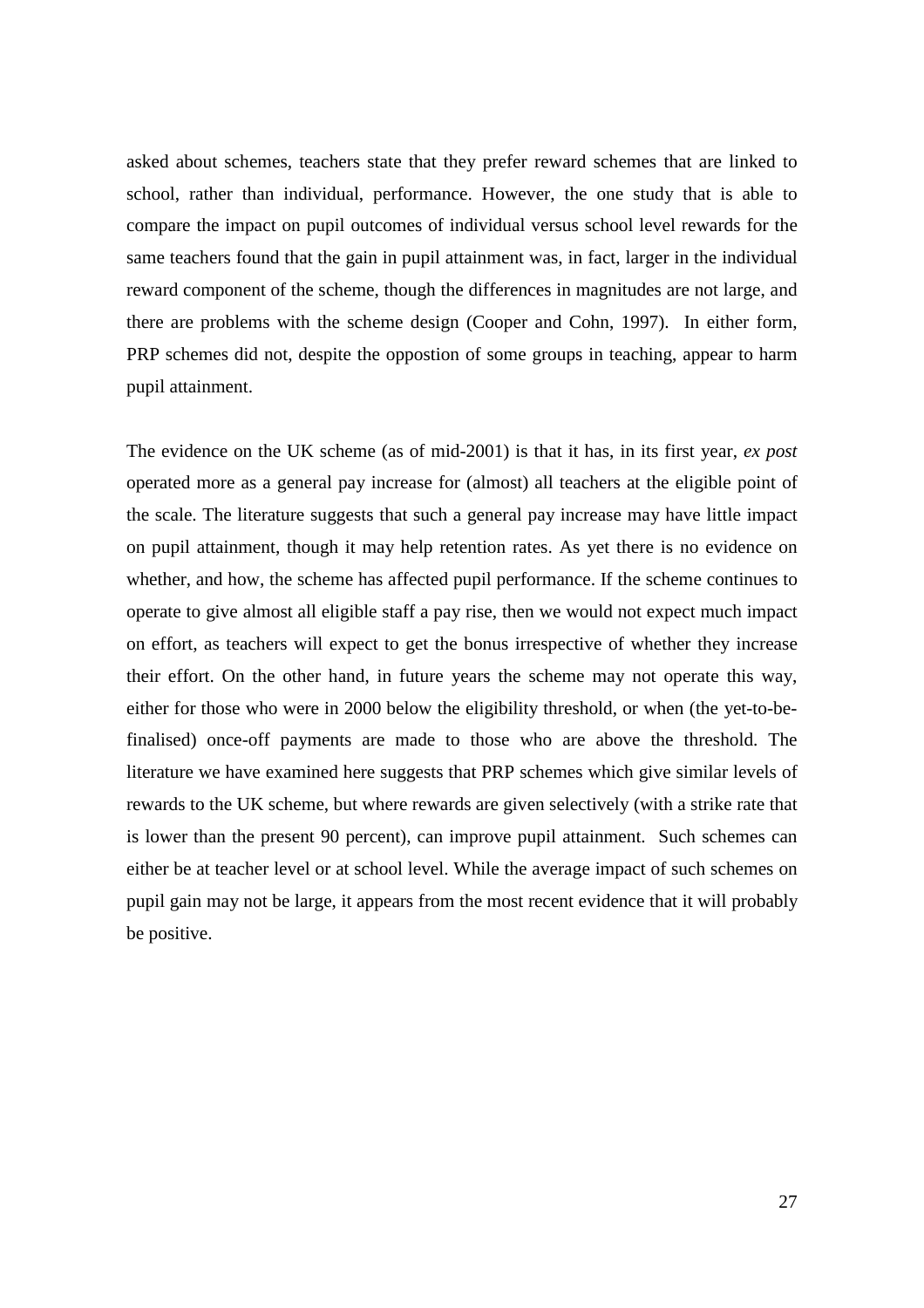asked about schemes, teachers state that they prefer reward schemes that are linked to school, rather than individual, performance. However, the one study that is able to compare the impact on pupil outcomes of individual versus school level rewards for the same teachers found that the gain in pupil attainment was, in fact, larger in the individual reward component of the scheme, though the differences in magnitudes are not large, and there are problems with the scheme design (Cooper and Cohn, 1997). In either form, PRP schemes did not, despite the oppostion of some groups in teaching, appear to harm pupil attainment.

The evidence on the UK scheme (as of mid-2001) is that it has, in its first year, *ex post* operated more as a general pay increase for (almost) all teachers at the eligible point of the scale. The literature suggests that such a general pay increase may have little impact on pupil attainment, though it may help retention rates. As yet there is no evidence on whether, and how, the scheme has affected pupil performance. If the scheme continues to operate to give almost all eligible staff a pay rise, then we would not expect much impact on effort, as teachers will expect to get the bonus irrespective of whether they increase their effort. On the other hand, in future years the scheme may not operate this way, either for those who were in 2000 below the eligibility threshold, or when (the yet-to-be-finalised) once-off payments are made to those who are above the threshold. The literature we have examined here suggests that PRP schemes which give similar levels of rewards to the UK scheme, but where rewards are given selectively (with a strike rate that is lower than the present 90 percent), can improve pupil attainment. Such schemes can either be at teacher level or at school level. While the average impact of such schemes on pupil gain may not be large, it appears from the most recent evidence that it will probably be positive.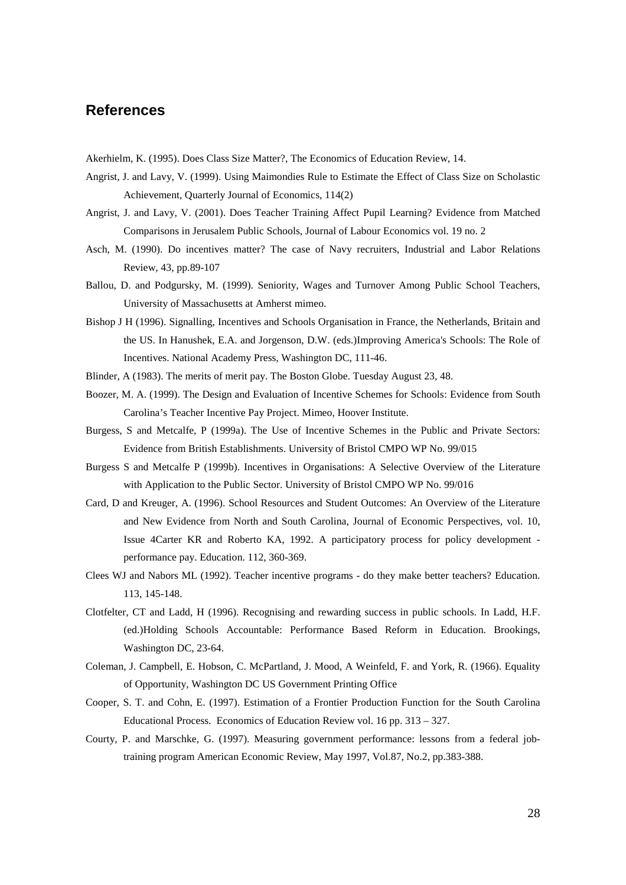## References

Akerhielm, K. (1995). Does Class Size Matter?, The Economics of Education Review, 14.

Angrist, J. and Lavy, V. (1999). Using Maimondies Rule to Estimate the Effect of Class Size on Scholastic Achievement, Quarterly Journal of Economics, 114(2)

Angrist, J. and Lavy, V. (2001). Does Teacher Training Affect Pupil Learning? Evidence from Matched Comparisons in Jerusalem Public Schools, Journal of Labour Economics vol. 19 no. 2

Asch, M. (1990). Do incentives matter? The case of Navy recruiters, Industrial and Labor Relations Review, 43, pp.89-107

Ballou, D. and Podgursky, M. (1999). Seniority, Wages and Turnover Among Public School Teachers, University of Massachusetts at Amherst mimeo.

Bishop J H (1996). Signalling, Incentives and Schools Organisation in France, the Netherlands, Britain and the US. In Hanushek, E.A. and Jorgenson, D.W. (eds.)Improving America's Schools: The Role of Incentives. National Academy Press, Washington DC, 111-46.

Blinder, A (1983). The merits of merit pay. The Boston Globe. Tuesday August 23, 48.

Boozer, M. A. (1999). The Design and Evaluation of Incentive Schemes for Schools: Evidence from South Carolina's Teacher Incentive Pay Project. Mimeo, Hoover Institute.

Burgess, S and Metcalfe, P (1999a). The Use of Incentive Schemes in the Public and Private Sectors: Evidence from British Establishments. University of Bristol CMPO WP No. 99/015

Burgess S and Metcalfe P (1999b). Incentives in Organisations: A Selective Overview of the Literature with Application to the Public Sector. University of Bristol CMPO WP No. 99/016

Card, D and Kreuger, A. (1996). School Resources and Student Outcomes: An Overview of the Literature and New Evidence from North and South Carolina, Journal of Economic Perspectives, vol. 10, Issue 4Carter KR and Roberto KA, 1992. A participatory process for policy development - performance pay. Education. 112, 360-369.

Clees WJ and Nabors ML (1992). Teacher incentive programs - do they make better teachers? Education. 113, 145-148.

Clotfelter, CT and Ladd, H (1996). Recognising and rewarding success in public schools. In Ladd, H.F. (ed.)Holding Schools Accountable: Performance Based Reform in Education. Brookings, Washington DC, 23-64.

Coleman, J. Campbell, E. Hobson, C. McPartland, J. Mood, A Weinfeld, F. and York, R. (1966). Equality of Opportunity, Washington DC US Government Printing Office

Cooper, S. T. and Cohn, E. (1997). Estimation of a Frontier Production Function for the South Carolina Educational Process. Economics of Education Review vol. 16 pp. 313 – 327.

Courty, P. and Marschke, G. (1997). Measuring government performance: lessons from a federal job-training program American Economic Review, May 1997, Vol.87, No.2, pp.383-388.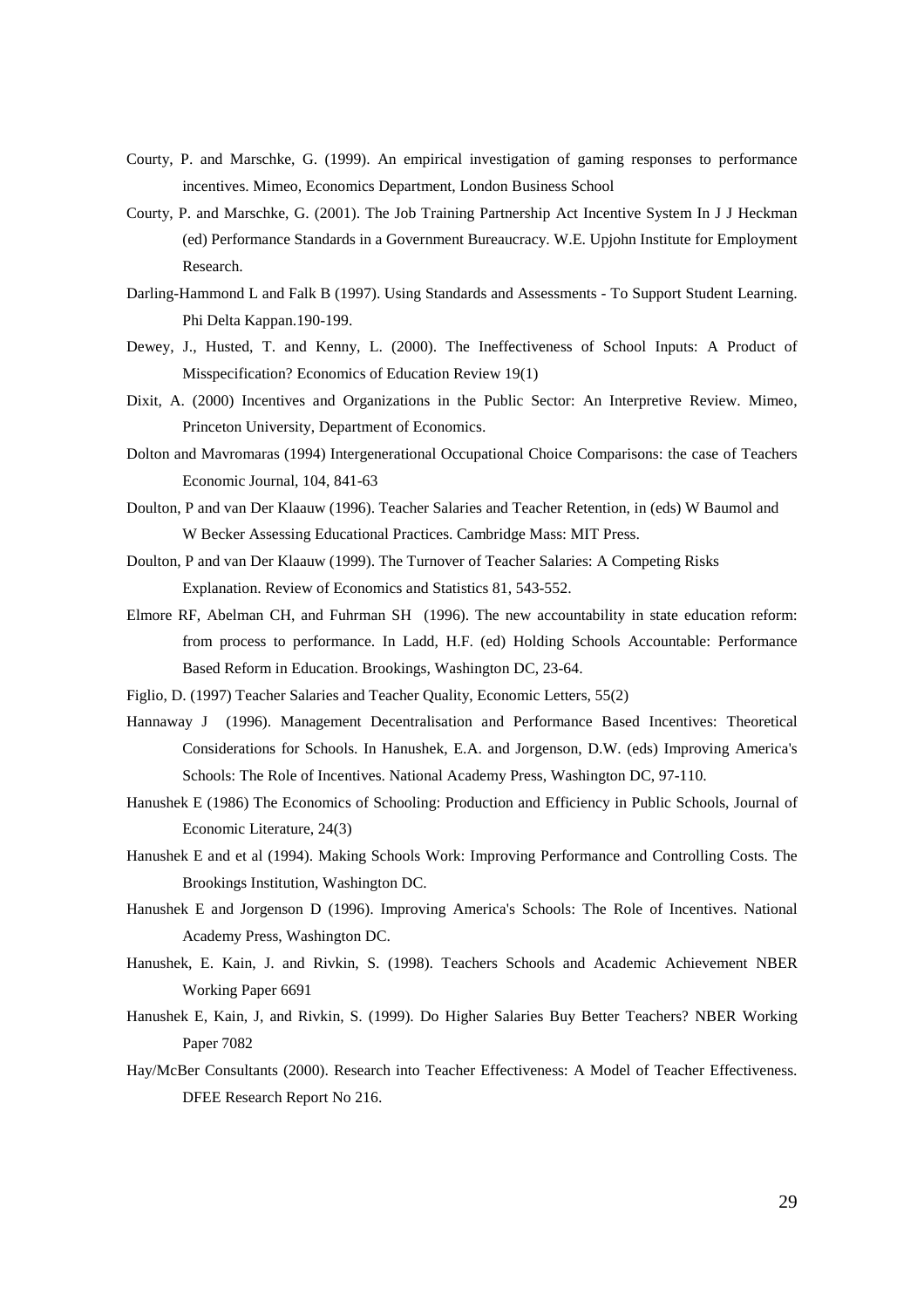Courty, P. and Marschke, G. (1999). An empirical investigation of gaming responses to performance incentives. Mimeo, Economics Department, London Business School

Courty, P. and Marschke, G. (2001). The Job Training Partnership Act Incentive System In J J Heckman (ed) Performance Standards in a Government Bureaucracy. W.E. Upjohn Institute for Employment Research.

Darling-Hammond L and Falk B (1997). Using Standards and Assessments - To Support Student Learning. Phi Delta Kappan.190-199.

Dewey, J., Husted, T. and Kenny, L. (2000). The Ineffectiveness of School Inputs: A Product of Misspecification? Economics of Education Review 19(1)

Dixit, A. (2000) Incentives and Organizations in the Public Sector: An Interpretive Review. Mimeo, Princeton University, Department of Economics.

Dolton and Mavromaras (1994) Intergenerational Occupational Choice Comparisons: the case of Teachers Economic Journal, 104, 841-63

Doulton, P and van Der Klaauw (1996). Teacher Salaries and Teacher Retention, in (eds) W Baumol and W Becker Assessing Educational Practices. Cambridge Mass: MIT Press.

Doulton, P and van Der Klaauw (1999). The Turnover of Teacher Salaries: A Competing Risks Explanation. Review of Economics and Statistics 81, 543-552.

Elmore RF, Abelman CH, and Fuhrman SH (1996). The new accountability in state education reform: from process to performance. In Ladd, H.F. (ed) Holding Schools Accountable: Performance Based Reform in Education. Brookings, Washington DC, 23-64.

Figlio, D. (1997) Teacher Salaries and Teacher Quality, Economic Letters, 55(2)

Hannaway J (1996). Management Decentralisation and Performance Based Incentives: Theoretical Considerations for Schools. In Hanushek, E.A. and Jorgenson, D.W. (eds) Improving America's Schools: The Role of Incentives. National Academy Press, Washington DC, 97-110.

Hanushek E (1986) The Economics of Schooling: Production and Efficiency in Public Schools, Journal of Economic Literature, 24(3)

Hanushek E and et al (1994). Making Schools Work: Improving Performance and Controlling Costs. The Brookings Institution, Washington DC.

Hanushek E and Jorgenson D (1996). Improving America's Schools: The Role of Incentives. National Academy Press, Washington DC.

Hanushek, E. Kain, J. and Rivkin, S. (1998). Teachers Schools and Academic Achievement NBER Working Paper 6691

Hanushek E, Kain, J, and Rivkin, S. (1999). Do Higher Salaries Buy Better Teachers? NBER Working Paper 7082

Hay/McBer Consultants (2000). Research into Teacher Effectiveness: A Model of Teacher Effectiveness. DFEE Research Report No 216.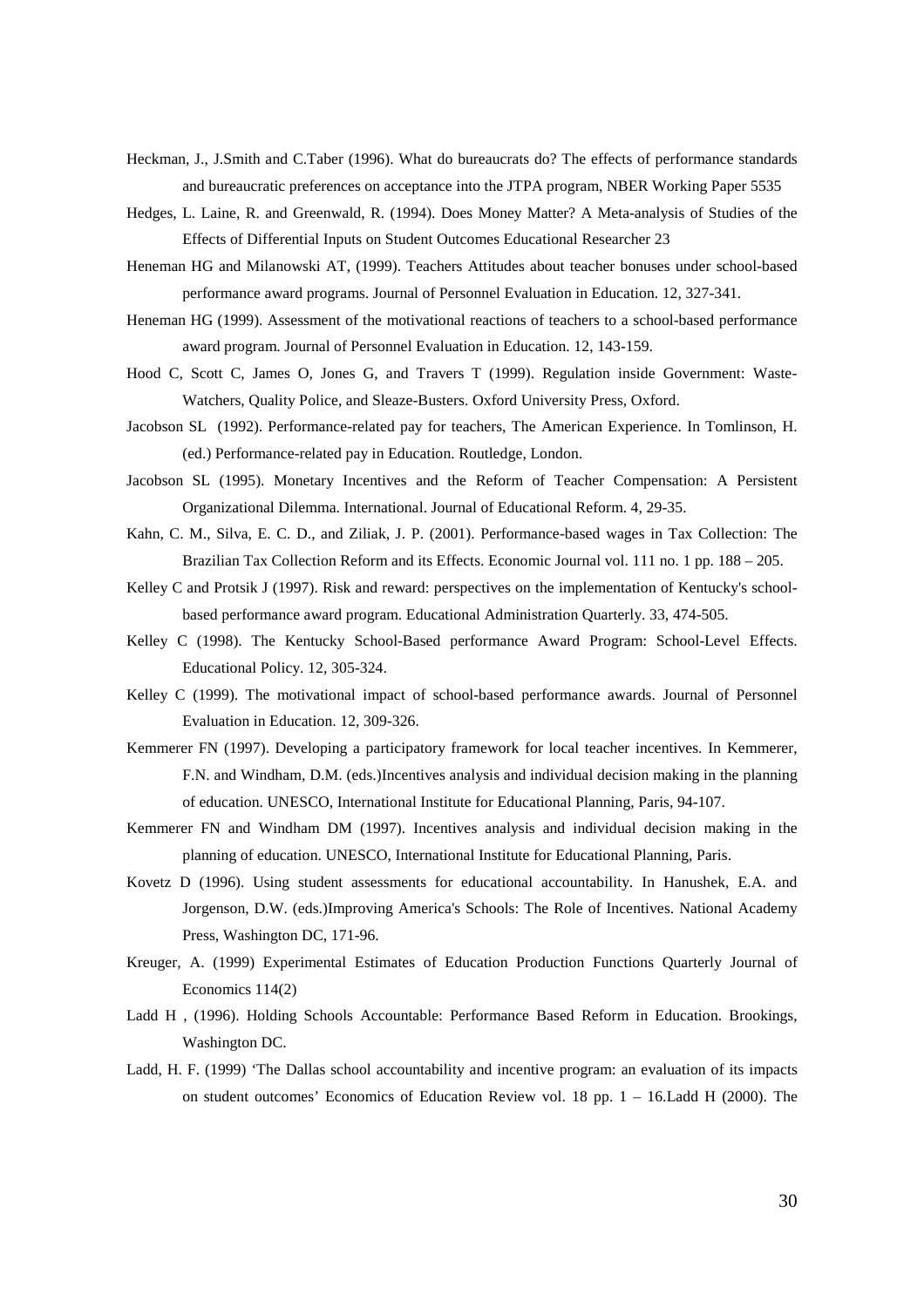Heckman, J., J.Smith and C.Taber (1996). What do bureaucrats do? The effects of performance standards and bureaucratic preferences on acceptance into the JTPA program, NBER Working Paper 5535

Hedges, L. Laine, R. and Greenwald, R. (1994). Does Money Matter? A Meta-analysis of Studies of the Effects of Differential Inputs on Student Outcomes Educational Researcher 23

Heneman HG and Milanowski AT, (1999). Teachers Attitudes about teacher bonuses under school-based performance award programs. Journal of Personnel Evaluation in Education. 12, 327-341.

Heneman HG (1999). Assessment of the motivational reactions of teachers to a school-based performance award program. Journal of Personnel Evaluation in Education. 12, 143-159.

Hood C, Scott C, James O, Jones G, and Travers T (1999). Regulation inside Government: Waste-Watchers, Quality Police, and Sleaze-Busters. Oxford University Press, Oxford.

Jacobson SL (1992). Performance-related pay for teachers, The American Experience. In Tomlinson, H. (ed.) Performance-related pay in Education. Routledge, London.

Jacobson SL (1995). Monetary Incentives and the Reform of Teacher Compensation: A Persistent Organizational Dilemma. International. Journal of Educational Reform. 4, 29-35.

Kahn, C. M., Silva, E. C. D., and Ziliak, J. P. (2001). Performance-based wages in Tax Collection: The Brazilian Tax Collection Reform and its Effects. Economic Journal vol. 111 no. 1 pp. 188 – 205.

Kelley C and Protsik J (1997). Risk and reward: perspectives on the implementation of Kentucky's school-based performance award program. Educational Administration Quarterly. 33, 474-505.

Kelley C (1998). The Kentucky School-Based performance Award Program: School-Level Effects. Educational Policy. 12, 305-324.

Kelley C (1999). The motivational impact of school-based performance awards. Journal of Personnel Evaluation in Education. 12, 309-326.

Kemmerer FN (1997). Developing a participatory framework for local teacher incentives. In Kemmerer, F.N. and Windham, D.M. (eds.)Incentives analysis and individual decision making in the planning of education. UNESCO, International Institute for Educational Planning, Paris, 94-107.

Kemmerer FN and Windham DM (1997). Incentives analysis and individual decision making in the planning of education. UNESCO, International Institute for Educational Planning, Paris.

Kovetz D (1996). Using student assessments for educational accountability. In Hanushek, E.A. and Jorgenson, D.W. (eds.)Improving America's Schools: The Role of Incentives. National Academy Press, Washington DC, 171-96.

Kreuger, A. (1999) Experimental Estimates of Education Production Functions Quarterly Journal of Economics 114(2)

Ladd H , (1996). Holding Schools Accountable: Performance Based Reform in Education. Brookings, Washington DC.

Ladd, H. F. (1999) 'The Dallas school accountability and incentive program: an evaluation of its impacts on student outcomes' Economics of Education Review vol. 18 pp. 1 – 16.Ladd H (2000). The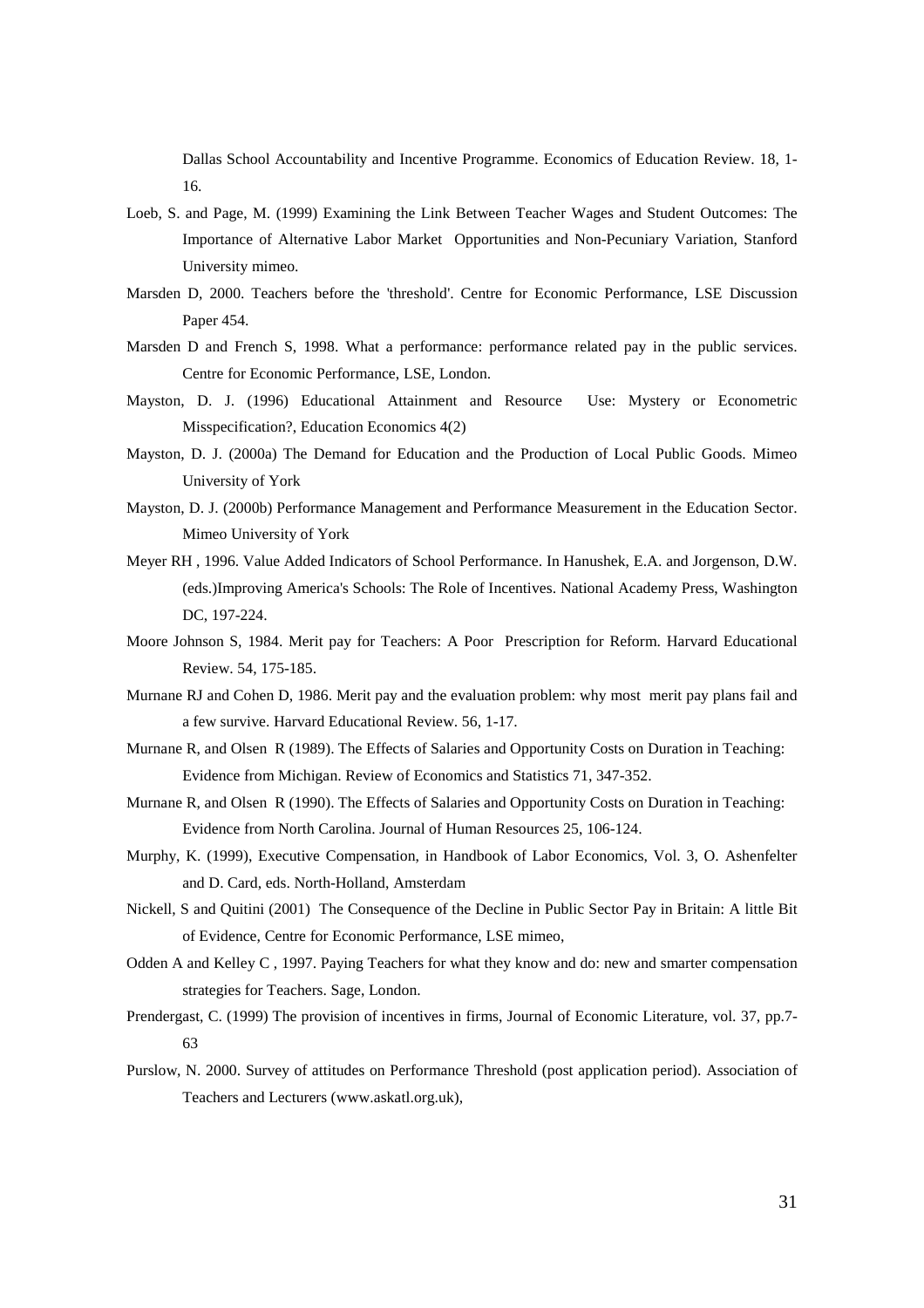Dallas School Accountability and Incentive Programme. Economics of Education Review. 18, 1-16.

Loeb, S. and Page, M. (1999) Examining the Link Between Teacher Wages and Student Outcomes: The Importance of Alternative Labor Market Opportunities and Non-Pecuniary Variation, Stanford University mimeo.

Marsden D, 2000. Teachers before the 'threshold'. Centre for Economic Performance, LSE Discussion Paper 454.

Marsden D and French S, 1998. What a performance: performance related pay in the public services. Centre for Economic Performance, LSE, London.

Mayston, D. J. (1996) Educational Attainment and Resource Use: Mystery or Econometric Misspecification?, Education Economics 4(2)

Mayston, D. J. (2000a) The Demand for Education and the Production of Local Public Goods. Mimeo University of York

Mayston, D. J. (2000b) Performance Management and Performance Measurement in the Education Sector. Mimeo University of York

Meyer RH , 1996. Value Added Indicators of School Performance. In Hanushek, E.A. and Jorgenson, D.W. (eds.)Improving America's Schools: The Role of Incentives. National Academy Press, Washington DC, 197-224.

Moore Johnson S, 1984. Merit pay for Teachers: A Poor Prescription for Reform. Harvard Educational Review. 54, 175-185.

Murnane RJ and Cohen D, 1986. Merit pay and the evaluation problem: why most merit pay plans fail and a few survive. Harvard Educational Review. 56, 1-17.

Murnane R, and Olsen R (1989). The Effects of Salaries and Opportunity Costs on Duration in Teaching: Evidence from Michigan. Review of Economics and Statistics 71, 347-352.

Murnane R, and Olsen R (1990). The Effects of Salaries and Opportunity Costs on Duration in Teaching: Evidence from North Carolina. Journal of Human Resources 25, 106-124.

Murphy, K. (1999), Executive Compensation, in Handbook of Labor Economics, Vol. 3, O. Ashenfelter and D. Card, eds. North-Holland, Amsterdam

Nickell, S and Quitini (2001) The Consequence of the Decline in Public Sector Pay in Britain: A little Bit of Evidence, Centre for Economic Performance, LSE mimeo,

Odden A and Kelley C , 1997. Paying Teachers for what they know and do: new and smarter compensation strategies for Teachers. Sage, London.

Prendergast, C. (1999) The provision of incentives in firms, Journal of Economic Literature, vol. 37, pp.7-63

Purslow, N. 2000. Survey of attitudes on Performance Threshold (post application period). Association of Teachers and Lecturers (www.askatl.org.uk),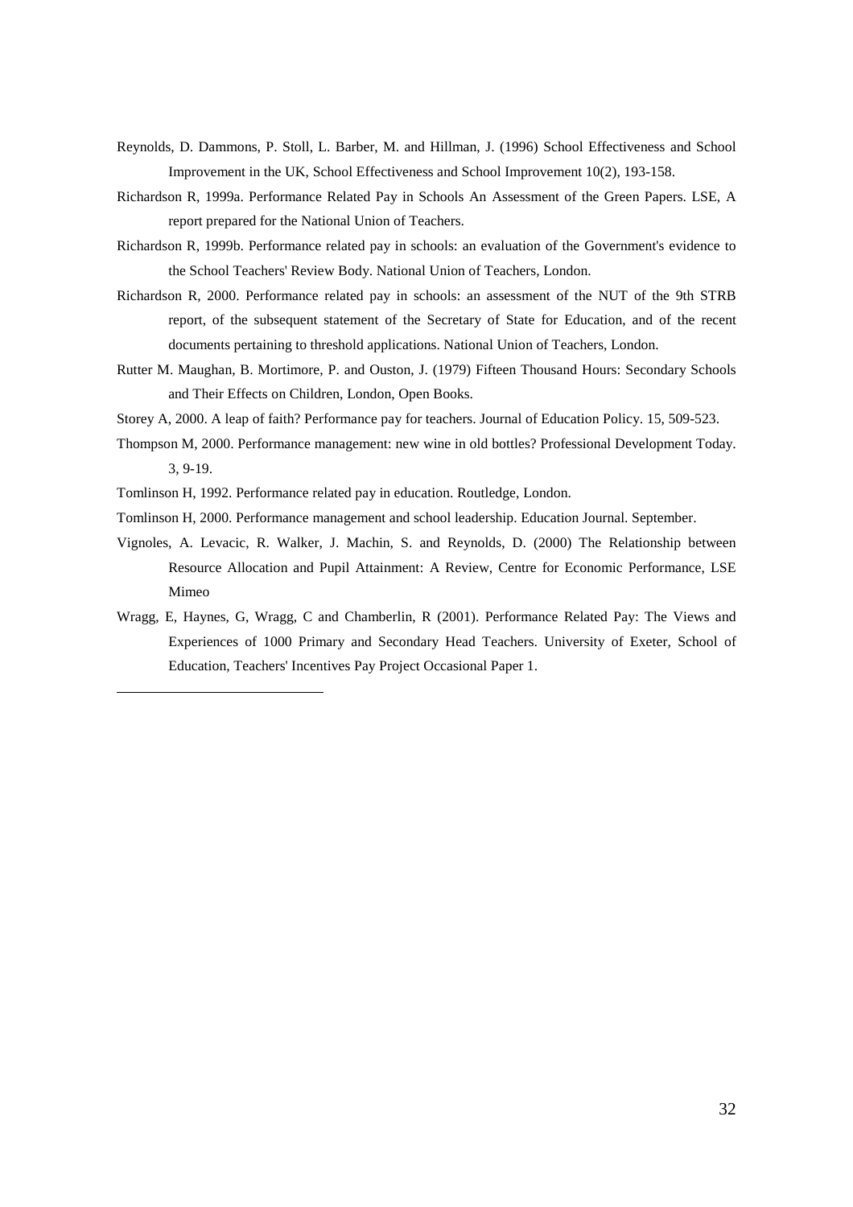Reynolds, D. Dammons, P. Stoll, L. Barber, M. and Hillman, J. (1996) School Effectiveness and School Improvement in the UK, School Effectiveness and School Improvement 10(2), 193-158.

Richardson R, 1999a. Performance Related Pay in Schools An Assessment of the Green Papers. LSE, A report prepared for the National Union of Teachers.

Richardson R, 1999b. Performance related pay in schools: an evaluation of the Government's evidence to the School Teachers' Review Body. National Union of Teachers, London.

Richardson R, 2000. Performance related pay in schools: an assessment of the NUT of the 9th STRB report, of the subsequent statement of the Secretary of State for Education, and of the recent documents pertaining to threshold applications. National Union of Teachers, London.

Rutter M. Maughan, B. Mortimore, P. and Ouston, J. (1979) Fifteen Thousand Hours: Secondary Schools and Their Effects on Children, London, Open Books.

Storey A, 2000. A leap of faith? Performance pay for teachers. Journal of Education Policy. 15, 509-523.

Thompson M, 2000. Performance management: new wine in old bottles? Professional Development Today. 3, 9-19.

Tomlinson H, 1992. Performance related pay in education. Routledge, London.

Tomlinson H, 2000. Performance management and school leadership. Education Journal. September.

Vignoles, A. Levacic, R. Walker, J. Machin, S. and Reynolds, D. (2000) The Relationship between Resource Allocation and Pupil Attainment: A Review, Centre for Economic Performance, LSE Mimeo

Wragg, E, Haynes, G, Wragg, C and Chamberlin, R (2001). Performance Related Pay: The Views and Experiences of 1000 Primary and Secondary Head Teachers. University of Exeter, School of Education, Teachers' Incentives Pay Project Occasional Paper 1.